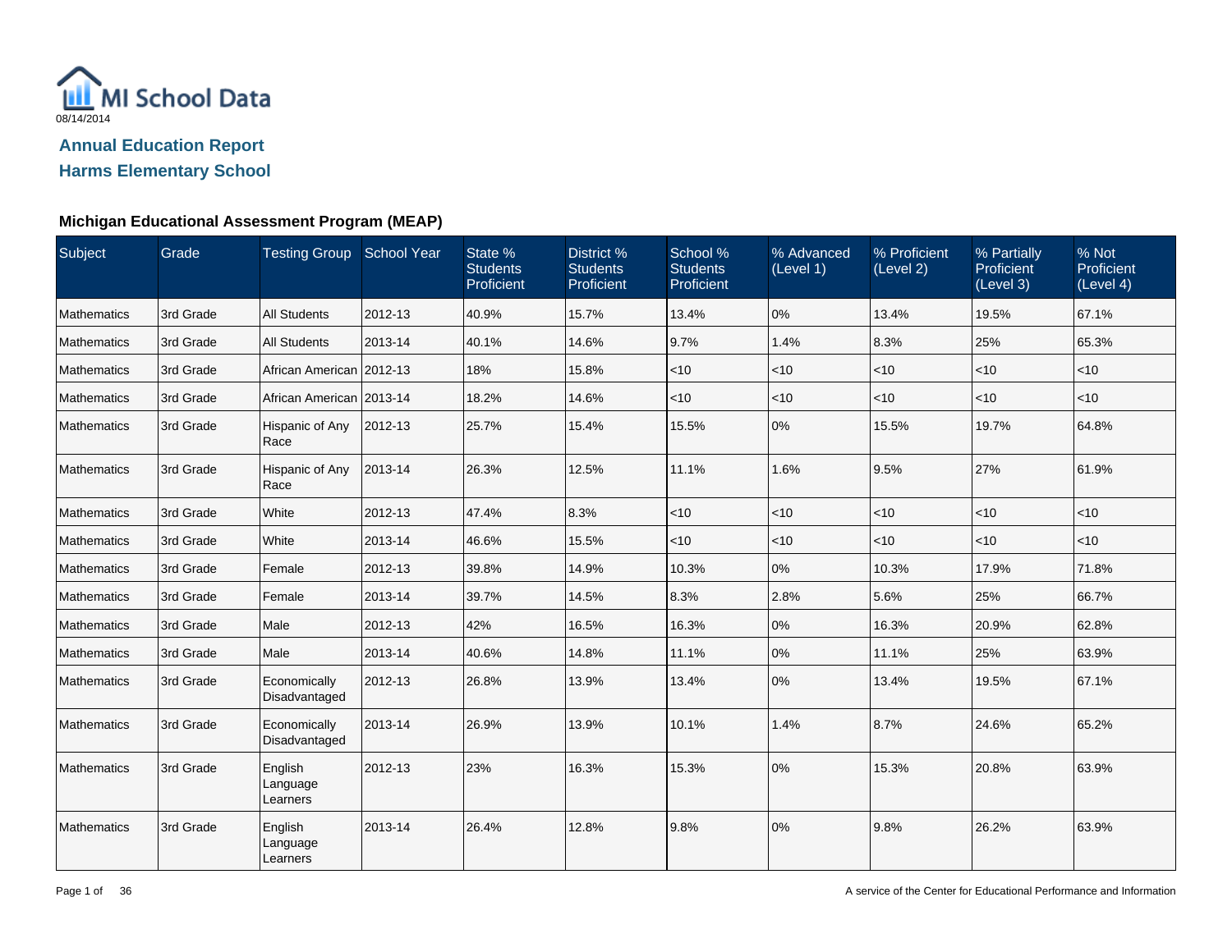MI School Data

08/14/2014

## Annual Education Report

## Harms Elementary School

### Michigan Educational Assessment Program (MEAP)

| Subject | Grade | Testing Group | School Year | State % Students Proficient | District % Students Proficient | School % Students Proficient | % Advanced (Level 1) | % Proficient (Level 2) | % Partially Proficient (Level 3) | % Not Proficient (Level 4) |
|---|---|---|---|---|---|---|---|---|---|---|
| Mathematics | 3rd Grade | All Students | 2012-13 | 40.9% | 15.7% | 13.4% | 0% | 13.4% | 19.5% | 67.1% |
| Mathematics | 3rd Grade | All Students | 2013-14 | 40.1% | 14.6% | 9.7% | 1.4% | 8.3% | 25% | 65.3% |
| Mathematics | 3rd Grade | African American | 2012-13 | 18% | 15.8% | <10 | <10 | <10 | <10 | <10 |
| Mathematics | 3rd Grade | African American | 2013-14 | 18.2% | 14.6% | <10 | <10 | <10 | <10 | <10 |
| Mathematics | 3rd Grade | Hispanic of Any Race | 2012-13 | 25.7% | 15.4% | 15.5% | 0% | 15.5% | 19.7% | 64.8% |
| Mathematics | 3rd Grade | Hispanic of Any Race | 2013-14 | 26.3% | 12.5% | 11.1% | 1.6% | 9.5% | 27% | 61.9% |
| Mathematics | 3rd Grade | White | 2012-13 | 47.4% | 8.3% | <10 | <10 | <10 | <10 | <10 |
| Mathematics | 3rd Grade | White | 2013-14 | 46.6% | 15.5% | <10 | <10 | <10 | <10 | <10 |
| Mathematics | 3rd Grade | Female | 2012-13 | 39.8% | 14.9% | 10.3% | 0% | 10.3% | 17.9% | 71.8% |
| Mathematics | 3rd Grade | Female | 2013-14 | 39.7% | 14.5% | 8.3% | 2.8% | 5.6% | 25% | 66.7% |
| Mathematics | 3rd Grade | Male | 2012-13 | 42% | 16.5% | 16.3% | 0% | 16.3% | 20.9% | 62.8% |
| Mathematics | 3rd Grade | Male | 2013-14 | 40.6% | 14.8% | 11.1% | 0% | 11.1% | 25% | 63.9% |
| Mathematics | 3rd Grade | Economically Disadvantaged | 2012-13 | 26.8% | 13.9% | 13.4% | 0% | 13.4% | 19.5% | 67.1% |
| Mathematics | 3rd Grade | Economically Disadvantaged | 2013-14 | 26.9% | 13.9% | 10.1% | 1.4% | 8.7% | 24.6% | 65.2% |
| Mathematics | 3rd Grade | English Language Learners | 2012-13 | 23% | 16.3% | 15.3% | 0% | 15.3% | 20.8% | 63.9% |
| Mathematics | 3rd Grade | English Language Learners | 2013-14 | 26.4% | 12.8% | 9.8% | 0% | 9.8% | 26.2% | 63.9% |

A service of the Center for Educational Performance and Information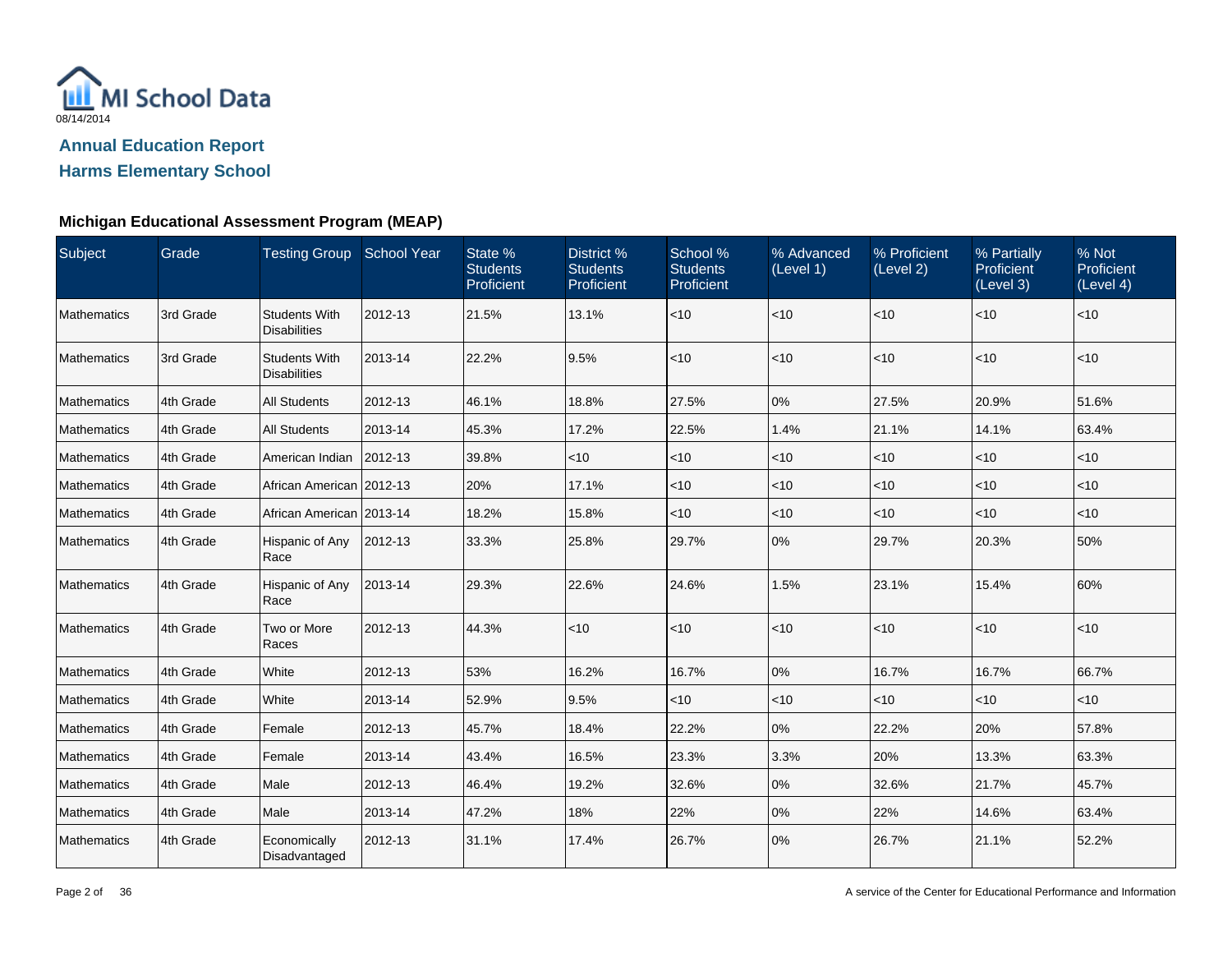MI School Data

08/14/2014

## Annual Education Report

## Harms Elementary School

### Michigan Educational Assessment Program (MEAP)

| Subject | Grade | Testing Group | School Year | State % Students Proficient | District % Students Proficient | School % Students Proficient | % Advanced (Level 1) | % Proficient (Level 2) | % Partially Proficient (Level 3) | % Not Proficient (Level 4) |
|---|---|---|---|---|---|---|---|---|---|---|
| Mathematics | 3rd Grade | Students With Disabilities | 2012-13 | 21.5% | 13.1% | <10 | <10 | <10 | <10 | <10 |
| Mathematics | 3rd Grade | Students With Disabilities | 2013-14 | 22.2% | 9.5% | <10 | <10 | <10 | <10 | <10 |
| Mathematics | 4th Grade | All Students | 2012-13 | 46.1% | 18.8% | 27.5% | 0% | 27.5% | 20.9% | 51.6% |
| Mathematics | 4th Grade | All Students | 2013-14 | 45.3% | 17.2% | 22.5% | 1.4% | 21.1% | 14.1% | 63.4% |
| Mathematics | 4th Grade | American Indian | 2012-13 | 39.8% | <10 | <10 | <10 | <10 | <10 | <10 |
| Mathematics | 4th Grade | African American | 2012-13 | 20% | 17.1% | <10 | <10 | <10 | <10 | <10 |
| Mathematics | 4th Grade | African American | 2013-14 | 18.2% | 15.8% | <10 | <10 | <10 | <10 | <10 |
| Mathematics | 4th Grade | Hispanic of Any Race | 2012-13 | 33.3% | 25.8% | 29.7% | 0% | 29.7% | 20.3% | 50% |
| Mathematics | 4th Grade | Hispanic of Any Race | 2013-14 | 29.3% | 22.6% | 24.6% | 1.5% | 23.1% | 15.4% | 60% |
| Mathematics | 4th Grade | Two or More Races | 2012-13 | 44.3% | <10 | <10 | <10 | <10 | <10 | <10 |
| Mathematics | 4th Grade | White | 2012-13 | 53% | 16.2% | 16.7% | 0% | 16.7% | 16.7% | 66.7% |
| Mathematics | 4th Grade | White | 2013-14 | 52.9% | 9.5% | <10 | <10 | <10 | <10 | <10 |
| Mathematics | 4th Grade | Female | 2012-13 | 45.7% | 18.4% | 22.2% | 0% | 22.2% | 20% | 57.8% |
| Mathematics | 4th Grade | Female | 2013-14 | 43.4% | 16.5% | 23.3% | 3.3% | 20% | 13.3% | 63.3% |
| Mathematics | 4th Grade | Male | 2012-13 | 46.4% | 19.2% | 32.6% | 0% | 32.6% | 21.7% | 45.7% |
| Mathematics | 4th Grade | Male | 2013-14 | 47.2% | 18% | 22% | 0% | 22% | 14.6% | 63.4% |
| Mathematics | 4th Grade | Economically Disadvantaged | 2012-13 | 31.1% | 17.4% | 26.7% | 0% | 26.7% | 21.1% | 52.2% |

A service of the Center for Educational Performance and Information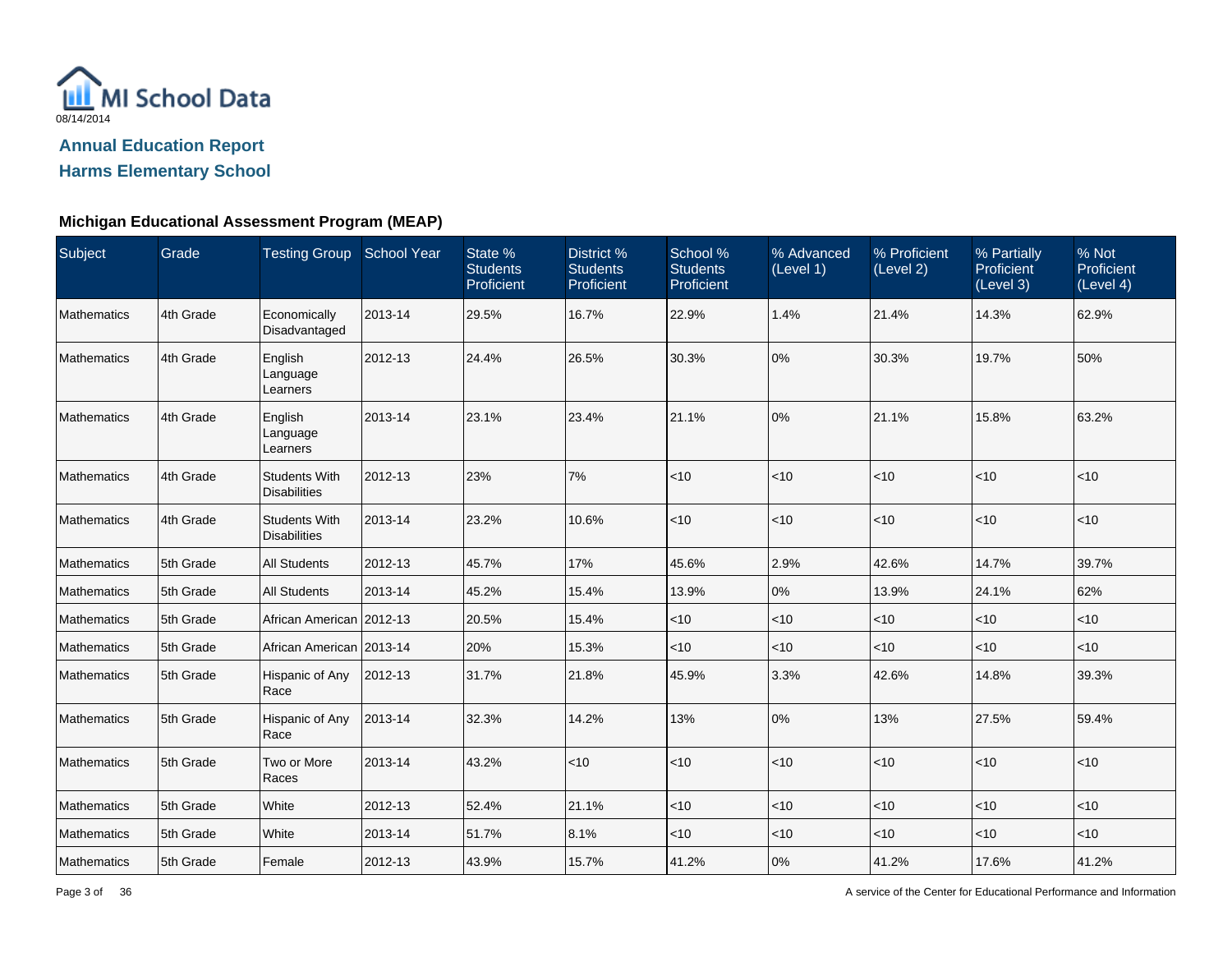MI School Data

08/14/2014

## Annual Education Report

## Harms Elementary School

### Michigan Educational Assessment Program (MEAP)

| Subject | Grade | Testing Group | School Year | State % Students Proficient | District % Students Proficient | School % Students Proficient | % Advanced (Level 1) | % Proficient (Level 2) | % Partially Proficient (Level 3) | % Not Proficient (Level 4) |
|---|---|---|---|---|---|---|---|---|---|---|
| Mathematics | 4th Grade | Economically Disadvantaged | 2013-14 | 29.5% | 16.7% | 22.9% | 1.4% | 21.4% | 14.3% | 62.9% |
| Mathematics | 4th Grade | English Language Learners | 2012-13 | 24.4% | 26.5% | 30.3% | 0% | 30.3% | 19.7% | 50% |
| Mathematics | 4th Grade | English Language Learners | 2013-14 | 23.1% | 23.4% | 21.1% | 0% | 21.1% | 15.8% | 63.2% |
| Mathematics | 4th Grade | Students With Disabilities | 2012-13 | 23% | 7% | <10 | <10 | <10 | <10 | <10 |
| Mathematics | 4th Grade | Students With Disabilities | 2013-14 | 23.2% | 10.6% | <10 | <10 | <10 | <10 | <10 |
| Mathematics | 5th Grade | All Students | 2012-13 | 45.7% | 17% | 45.6% | 2.9% | 42.6% | 14.7% | 39.7% |
| Mathematics | 5th Grade | All Students | 2013-14 | 45.2% | 15.4% | 13.9% | 0% | 13.9% | 24.1% | 62% |
| Mathematics | 5th Grade | African American | 2012-13 | 20.5% | 15.4% | <10 | <10 | <10 | <10 | <10 |
| Mathematics | 5th Grade | African American | 2013-14 | 20% | 15.3% | <10 | <10 | <10 | <10 | <10 |
| Mathematics | 5th Grade | Hispanic of Any Race | 2012-13 | 31.7% | 21.8% | 45.9% | 3.3% | 42.6% | 14.8% | 39.3% |
| Mathematics | 5th Grade | Hispanic of Any Race | 2013-14 | 32.3% | 14.2% | 13% | 0% | 13% | 27.5% | 59.4% |
| Mathematics | 5th Grade | Two or More Races | 2013-14 | 43.2% | <10 | <10 | <10 | <10 | <10 | <10 |
| Mathematics | 5th Grade | White | 2012-13 | 52.4% | 21.1% | <10 | <10 | <10 | <10 | <10 |
| Mathematics | 5th Grade | White | 2013-14 | 51.7% | 8.1% | <10 | <10 | <10 | <10 | <10 |
| Mathematics | 5th Grade | Female | 2012-13 | 43.9% | 15.7% | 41.2% | 0% | 41.2% | 17.6% | 41.2% |

A service of the Center for Educational Performance and Information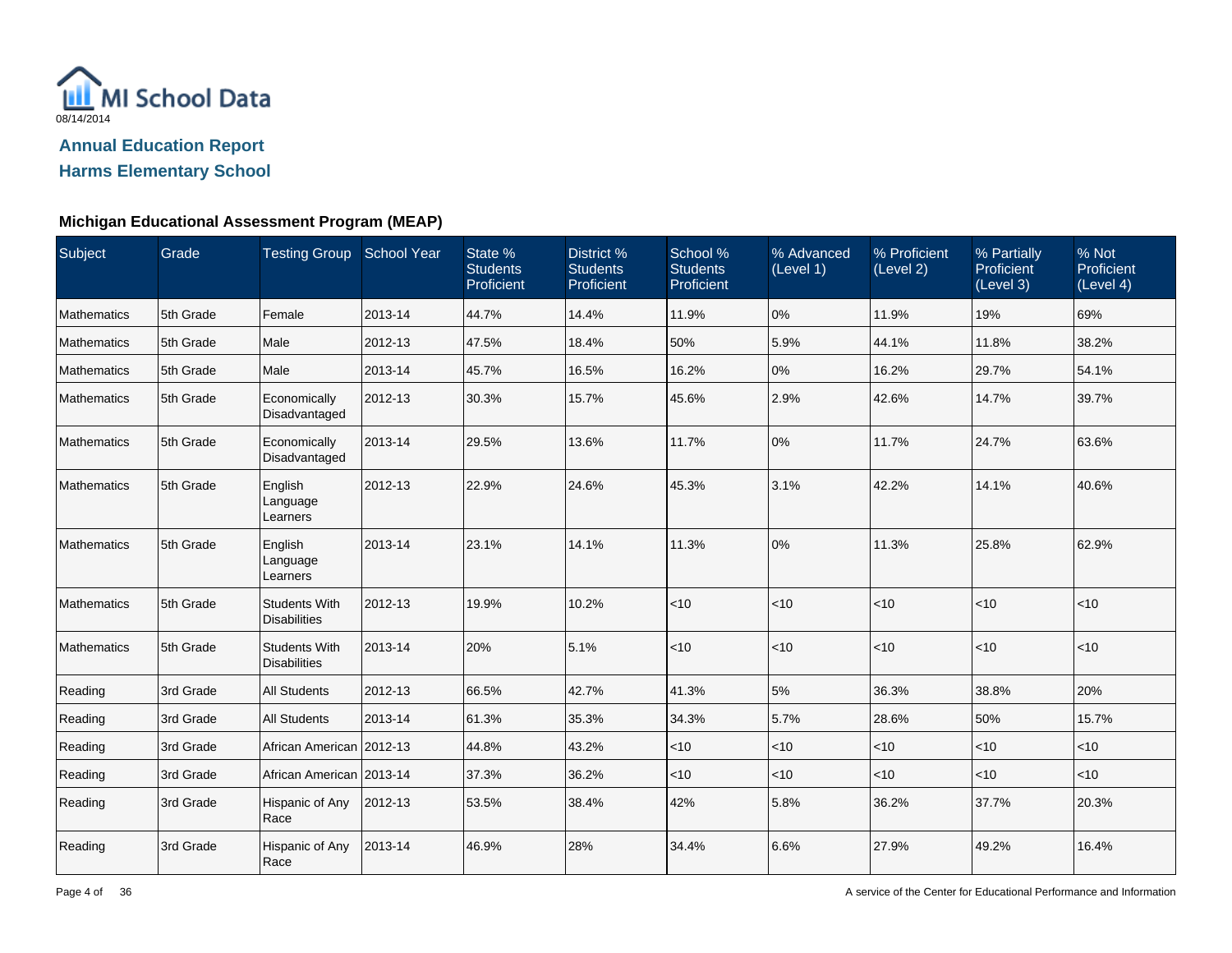MI School Data

08/14/2014

## Annual Education Report
## Harms Elementary School

### Michigan Educational Assessment Program (MEAP)

| Subject | Grade | Testing Group | School Year | State % Students Proficient | District % Students Proficient | School % Students Proficient | % Advanced (Level 1) | % Proficient (Level 2) | % Partially Proficient (Level 3) | % Not Proficient (Level 4) |
|---|---|---|---|---|---|---|---|---|---|---|
| Mathematics | 5th Grade | Female | 2013-14 | 44.7% | 14.4% | 11.9% | 0% | 11.9% | 19% | 69% |
| Mathematics | 5th Grade | Male | 2012-13 | 47.5% | 18.4% | 50% | 5.9% | 44.1% | 11.8% | 38.2% |
| Mathematics | 5th Grade | Male | 2013-14 | 45.7% | 16.5% | 16.2% | 0% | 16.2% | 29.7% | 54.1% |
| Mathematics | 5th Grade | Economically Disadvantaged | 2012-13 | 30.3% | 15.7% | 45.6% | 2.9% | 42.6% | 14.7% | 39.7% |
| Mathematics | 5th Grade | Economically Disadvantaged | 2013-14 | 29.5% | 13.6% | 11.7% | 0% | 11.7% | 24.7% | 63.6% |
| Mathematics | 5th Grade | English Language Learners | 2012-13 | 22.9% | 24.6% | 45.3% | 3.1% | 42.2% | 14.1% | 40.6% |
| Mathematics | 5th Grade | English Language Learners | 2013-14 | 23.1% | 14.1% | 11.3% | 0% | 11.3% | 25.8% | 62.9% |
| Mathematics | 5th Grade | Students With Disabilities | 2012-13 | 19.9% | 10.2% | <10 | <10 | <10 | <10 | <10 |
| Mathematics | 5th Grade | Students With Disabilities | 2013-14 | 20% | 5.1% | <10 | <10 | <10 | <10 | <10 |
| Reading | 3rd Grade | All Students | 2012-13 | 66.5% | 42.7% | 41.3% | 5% | 36.3% | 38.8% | 20% |
| Reading | 3rd Grade | All Students | 2013-14 | 61.3% | 35.3% | 34.3% | 5.7% | 28.6% | 50% | 15.7% |
| Reading | 3rd Grade | African American | 2012-13 | 44.8% | 43.2% | <10 | <10 | <10 | <10 | <10 |
| Reading | 3rd Grade | African American | 2013-14 | 37.3% | 36.2% | <10 | <10 | <10 | <10 | <10 |
| Reading | 3rd Grade | Hispanic of Any Race | 2012-13 | 53.5% | 38.4% | 42% | 5.8% | 36.2% | 37.7% | 20.3% |
| Reading | 3rd Grade | Hispanic of Any Race | 2013-14 | 46.9% | 28% | 34.4% | 6.6% | 27.9% | 49.2% | 16.4% |

A service of the Center for Educational Performance and Information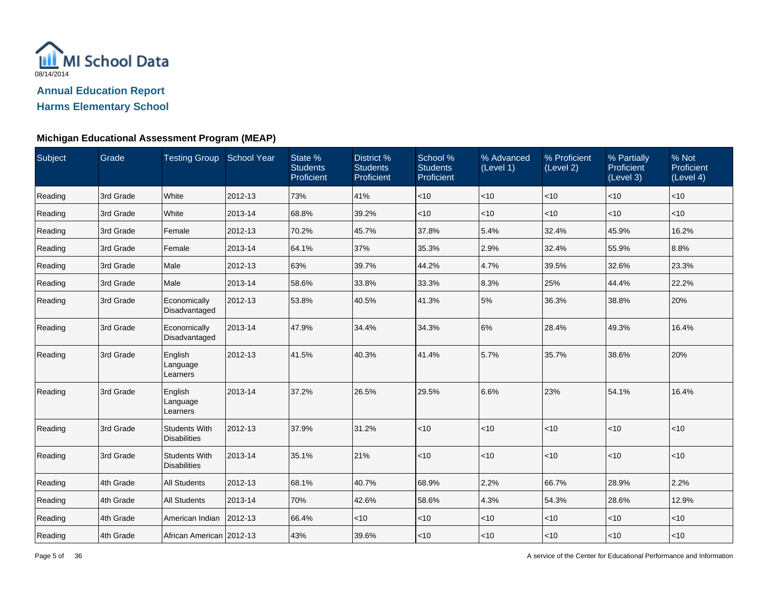MI School Data
08/14/2014

**Annual Education Report**

**Harms Elementary School**

### Michigan Educational Assessment Program (MEAP)

| Subject | Grade | Testing Group | School Year | State % Students Proficient | District % Students Proficient | School % Students Proficient | % Advanced (Level 1) | % Proficient (Level 2) | % Partially Proficient (Level 3) | % Not Proficient (Level 4) |
|---|---|---|---|---|---|---|---|---|---|---|
| Reading | 3rd Grade | White | 2012-13 | 73% | 41% | <10 | <10 | <10 | <10 | <10 |
| Reading | 3rd Grade | White | 2013-14 | 68.8% | 39.2% | <10 | <10 | <10 | <10 | <10 |
| Reading | 3rd Grade | Female | 2012-13 | 70.2% | 45.7% | 37.8% | 5.4% | 32.4% | 45.9% | 16.2% |
| Reading | 3rd Grade | Female | 2013-14 | 64.1% | 37% | 35.3% | 2.9% | 32.4% | 55.9% | 8.8% |
| Reading | 3rd Grade | Male | 2012-13 | 63% | 39.7% | 44.2% | 4.7% | 39.5% | 32.6% | 23.3% |
| Reading | 3rd Grade | Male | 2013-14 | 58.6% | 33.8% | 33.3% | 8.3% | 25% | 44.4% | 22.2% |
| Reading | 3rd Grade | Economically Disadvantaged | 2012-13 | 53.8% | 40.5% | 41.3% | 5% | 36.3% | 38.8% | 20% |
| Reading | 3rd Grade | Economically Disadvantaged | 2013-14 | 47.9% | 34.4% | 34.3% | 6% | 28.4% | 49.3% | 16.4% |
| Reading | 3rd Grade | English Language Learners | 2012-13 | 41.5% | 40.3% | 41.4% | 5.7% | 35.7% | 38.6% | 20% |
| Reading | 3rd Grade | English Language Learners | 2013-14 | 37.2% | 26.5% | 29.5% | 6.6% | 23% | 54.1% | 16.4% |
| Reading | 3rd Grade | Students With Disabilities | 2012-13 | 37.9% | 31.2% | <10 | <10 | <10 | <10 | <10 |
| Reading | 3rd Grade | Students With Disabilities | 2013-14 | 35.1% | 21% | <10 | <10 | <10 | <10 | <10 |
| Reading | 4th Grade | All Students | 2012-13 | 68.1% | 40.7% | 68.9% | 2.2% | 66.7% | 28.9% | 2.2% |
| Reading | 4th Grade | All Students | 2013-14 | 70% | 42.6% | 58.6% | 4.3% | 54.3% | 28.6% | 12.9% |
| Reading | 4th Grade | American Indian | 2012-13 | 66.4% | <10 | <10 | <10 | <10 | <10 | <10 |
| Reading | 4th Grade | African American | 2012-13 | 43% | 39.6% | <10 | <10 | <10 | <10 | <10 |

A service of the Center for Educational Performance and Information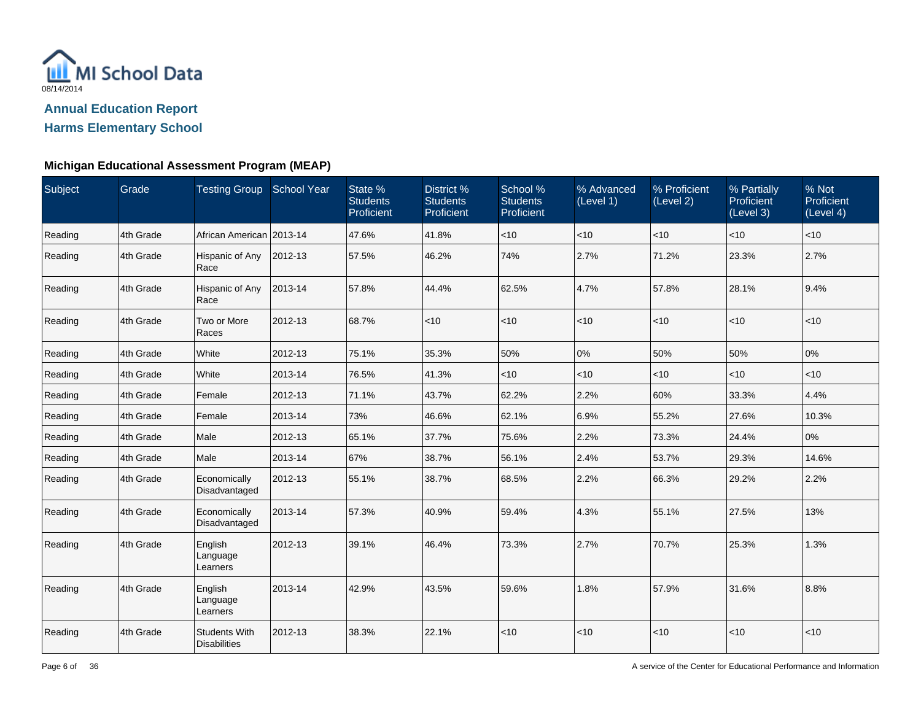MI School Data

08/14/2014

## Annual Education Report

## Harms Elementary School

### Michigan Educational Assessment Program (MEAP)

| Subject | Grade | Testing Group | School Year | State % Students Proficient | District % Students Proficient | School % Students Proficient | % Advanced (Level 1) | % Proficient (Level 2) | % Partially Proficient (Level 3) | % Not Proficient (Level 4) |
|---|---|---|---|---|---|---|---|---|---|---|
| Reading | 4th Grade | African American | 2013-14 | 47.6% | 41.8% | <10 | <10 | <10 | <10 | <10 |
| Reading | 4th Grade | Hispanic of Any Race | 2012-13 | 57.5% | 46.2% | 74% | 2.7% | 71.2% | 23.3% | 2.7% |
| Reading | 4th Grade | Hispanic of Any Race | 2013-14 | 57.8% | 44.4% | 62.5% | 4.7% | 57.8% | 28.1% | 9.4% |
| Reading | 4th Grade | Two or More Races | 2012-13 | 68.7% | <10 | <10 | <10 | <10 | <10 | <10 |
| Reading | 4th Grade | White | 2012-13 | 75.1% | 35.3% | 50% | 0% | 50% | 50% | 0% |
| Reading | 4th Grade | White | 2013-14 | 76.5% | 41.3% | <10 | <10 | <10 | <10 | <10 |
| Reading | 4th Grade | Female | 2012-13 | 71.1% | 43.7% | 62.2% | 2.2% | 60% | 33.3% | 4.4% |
| Reading | 4th Grade | Female | 2013-14 | 73% | 46.6% | 62.1% | 6.9% | 55.2% | 27.6% | 10.3% |
| Reading | 4th Grade | Male | 2012-13 | 65.1% | 37.7% | 75.6% | 2.2% | 73.3% | 24.4% | 0% |
| Reading | 4th Grade | Male | 2013-14 | 67% | 38.7% | 56.1% | 2.4% | 53.7% | 29.3% | 14.6% |
| Reading | 4th Grade | Economically Disadvantaged | 2012-13 | 55.1% | 38.7% | 68.5% | 2.2% | 66.3% | 29.2% | 2.2% |
| Reading | 4th Grade | Economically Disadvantaged | 2013-14 | 57.3% | 40.9% | 59.4% | 4.3% | 55.1% | 27.5% | 13% |
| Reading | 4th Grade | English Language Learners | 2012-13 | 39.1% | 46.4% | 73.3% | 2.7% | 70.7% | 25.3% | 1.3% |
| Reading | 4th Grade | English Language Learners | 2013-14 | 42.9% | 43.5% | 59.6% | 1.8% | 57.9% | 31.6% | 8.8% |
| Reading | 4th Grade | Students With Disabilities | 2012-13 | 38.3% | 22.1% | <10 | <10 | <10 | <10 | <10 |

A service of the Center for Educational Performance and Information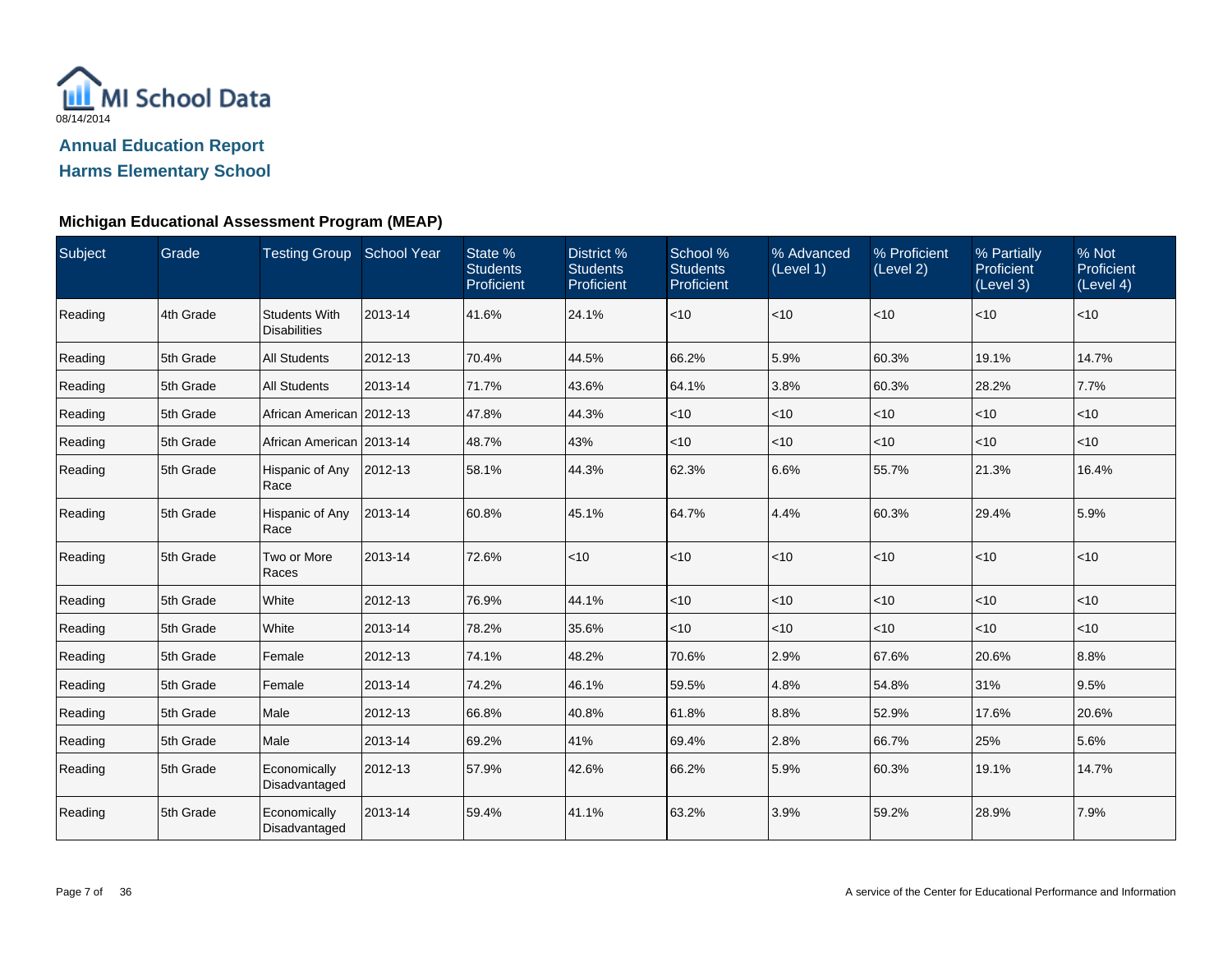MI School Data
08/14/2014

## Annual Education Report
## Harms Elementary School

### Michigan Educational Assessment Program (MEAP)

| Subject | Grade | Testing Group | School Year | State % Students Proficient | District % Students Proficient | School % Students Proficient | % Advanced (Level 1) | % Proficient (Level 2) | % Partially Proficient (Level 3) | % Not Proficient (Level 4) |
|---|---|---|---|---|---|---|---|---|---|---|
| Reading | 4th Grade | Students With Disabilities | 2013-14 | 41.6% | 24.1% | <10 | <10 | <10 | <10 | <10 |
| Reading | 5th Grade | All Students | 2012-13 | 70.4% | 44.5% | 66.2% | 5.9% | 60.3% | 19.1% | 14.7% |
| Reading | 5th Grade | All Students | 2013-14 | 71.7% | 43.6% | 64.1% | 3.8% | 60.3% | 28.2% | 7.7% |
| Reading | 5th Grade | African American | 2012-13 | 47.8% | 44.3% | <10 | <10 | <10 | <10 | <10 |
| Reading | 5th Grade | African American | 2013-14 | 48.7% | 43% | <10 | <10 | <10 | <10 | <10 |
| Reading | 5th Grade | Hispanic of Any Race | 2012-13 | 58.1% | 44.3% | 62.3% | 6.6% | 55.7% | 21.3% | 16.4% |
| Reading | 5th Grade | Hispanic of Any Race | 2013-14 | 60.8% | 45.1% | 64.7% | 4.4% | 60.3% | 29.4% | 5.9% |
| Reading | 5th Grade | Two or More Races | 2013-14 | 72.6% | <10 | <10 | <10 | <10 | <10 | <10 |
| Reading | 5th Grade | White | 2012-13 | 76.9% | 44.1% | <10 | <10 | <10 | <10 | <10 |
| Reading | 5th Grade | White | 2013-14 | 78.2% | 35.6% | <10 | <10 | <10 | <10 | <10 |
| Reading | 5th Grade | Female | 2012-13 | 74.1% | 48.2% | 70.6% | 2.9% | 67.6% | 20.6% | 8.8% |
| Reading | 5th Grade | Female | 2013-14 | 74.2% | 46.1% | 59.5% | 4.8% | 54.8% | 31% | 9.5% |
| Reading | 5th Grade | Male | 2012-13 | 66.8% | 40.8% | 61.8% | 8.8% | 52.9% | 17.6% | 20.6% |
| Reading | 5th Grade | Male | 2013-14 | 69.2% | 41% | 69.4% | 2.8% | 66.7% | 25% | 5.6% |
| Reading | 5th Grade | Economically Disadvantaged | 2012-13 | 57.9% | 42.6% | 66.2% | 5.9% | 60.3% | 19.1% | 14.7% |
| Reading | 5th Grade | Economically Disadvantaged | 2013-14 | 59.4% | 41.1% | 63.2% | 3.9% | 59.2% | 28.9% | 7.9% |

A service of the Center for Educational Performance and Information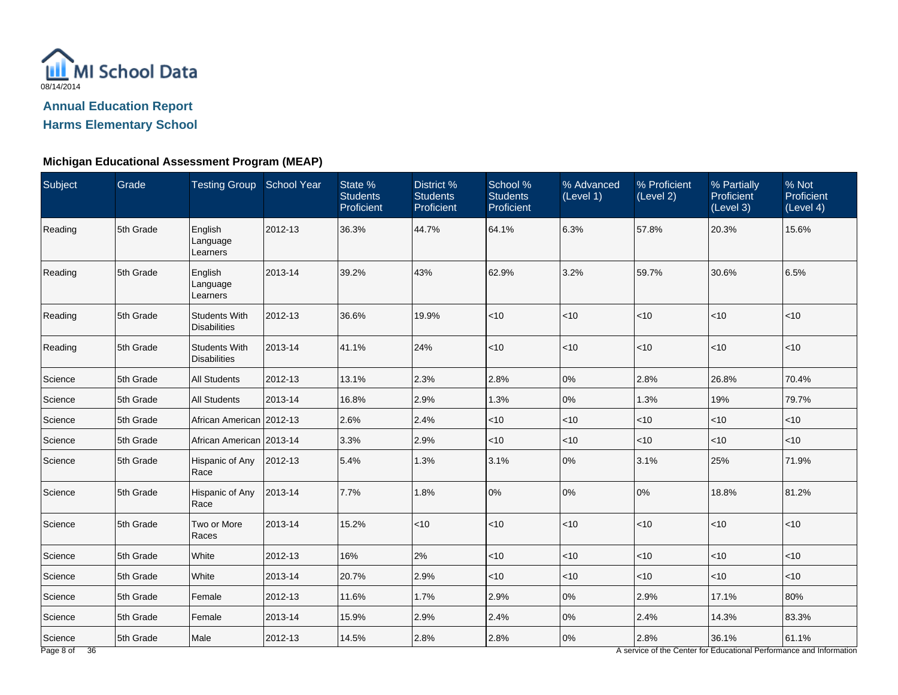MI School Data

08/14/2014

## Annual Education Report

## Harms Elementary School

### Michigan Educational Assessment Program (MEAP)

| Subject | Grade | Testing Group | School Year | State % Students Proficient | District % Students Proficient | School % Students Proficient | % Advanced (Level 1) | % Proficient (Level 2) | % Partially Proficient (Level 3) | % Not Proficient (Level 4) |
|---|---|---|---|---|---|---|---|---|---|---|
| Reading | 5th Grade | English Language Learners | 2012-13 | 36.3% | 44.7% | 64.1% | 6.3% | 57.8% | 20.3% | 15.6% |
| Reading | 5th Grade | English Language Learners | 2013-14 | 39.2% | 43% | 62.9% | 3.2% | 59.7% | 30.6% | 6.5% |
| Reading | 5th Grade | Students With Disabilities | 2012-13 | 36.6% | 19.9% | <10 | <10 | <10 | <10 | <10 |
| Reading | 5th Grade | Students With Disabilities | 2013-14 | 41.1% | 24% | <10 | <10 | <10 | <10 | <10 |
| Science | 5th Grade | All Students | 2012-13 | 13.1% | 2.3% | 2.8% | 0% | 2.8% | 26.8% | 70.4% |
| Science | 5th Grade | All Students | 2013-14 | 16.8% | 2.9% | 1.3% | 0% | 1.3% | 19% | 79.7% |
| Science | 5th Grade | African American | 2012-13 | 2.6% | 2.4% | <10 | <10 | <10 | <10 | <10 |
| Science | 5th Grade | African American | 2013-14 | 3.3% | 2.9% | <10 | <10 | <10 | <10 | <10 |
| Science | 5th Grade | Hispanic of Any Race | 2012-13 | 5.4% | 1.3% | 3.1% | 0% | 3.1% | 25% | 71.9% |
| Science | 5th Grade | Hispanic of Any Race | 2013-14 | 7.7% | 1.8% | 0% | 0% | 0% | 18.8% | 81.2% |
| Science | 5th Grade | Two or More Races | 2013-14 | 15.2% | <10 | <10 | <10 | <10 | <10 | <10 |
| Science | 5th Grade | White | 2012-13 | 16% | 2% | <10 | <10 | <10 | <10 | <10 |
| Science | 5th Grade | White | 2013-14 | 20.7% | 2.9% | <10 | <10 | <10 | <10 | <10 |
| Science | 5th Grade | Female | 2012-13 | 11.6% | 1.7% | 2.9% | 0% | 2.9% | 17.1% | 80% |
| Science | 5th Grade | Female | 2013-14 | 15.9% | 2.9% | 2.4% | 0% | 2.4% | 14.3% | 83.3% |
| Science | 5th Grade | Male | 2012-13 | 14.5% | 2.8% | 2.8% | 0% | 2.8% | 36.1% | 61.1% |

A service of the Center for Educational Performance and Information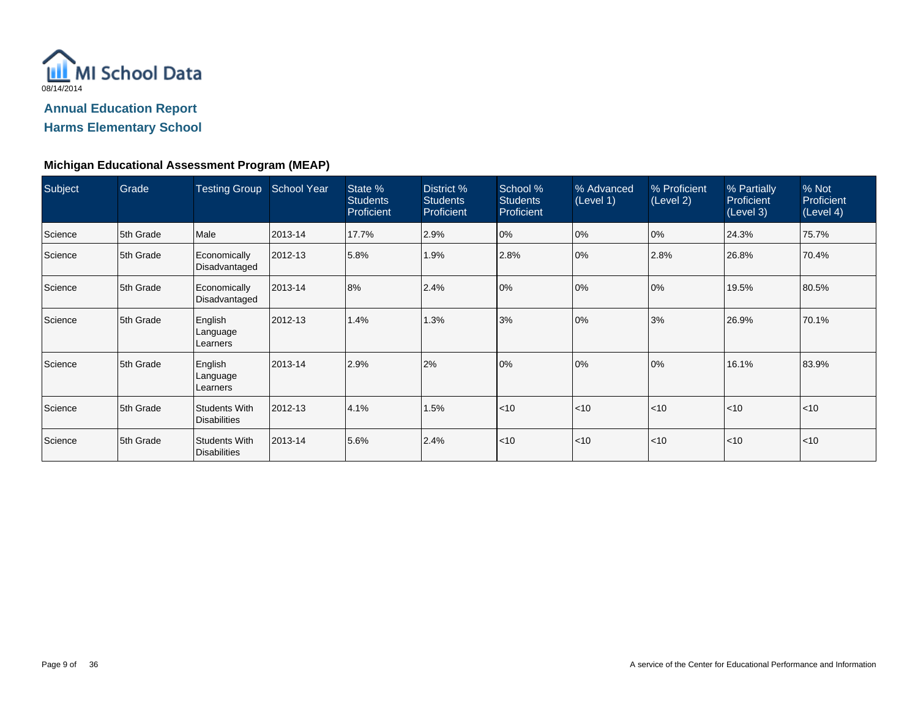MI School Data

08/14/2014

## Annual Education Report

## Harms Elementary School

### Michigan Educational Assessment Program (MEAP)

| Subject | Grade | Testing Group | School Year | State % Students Proficient | District % Students Proficient | School % Students Proficient | % Advanced (Level 1) | % Proficient (Level 2) | % Partially Proficient (Level 3) | % Not Proficient (Level 4) |
|---|---|---|---|---|---|---|---|---|---|---|
| Science | 5th Grade | Male | 2013-14 | 17.7% | 2.9% | 0% | 0% | 0% | 24.3% | 75.7% |
| Science | 5th Grade | Economically Disadvantaged | 2012-13 | 5.8% | 1.9% | 2.8% | 0% | 2.8% | 26.8% | 70.4% |
| Science | 5th Grade | Economically Disadvantaged | 2013-14 | 8% | 2.4% | 0% | 0% | 0% | 19.5% | 80.5% |
| Science | 5th Grade | English Language Learners | 2012-13 | 1.4% | 1.3% | 3% | 0% | 3% | 26.9% | 70.1% |
| Science | 5th Grade | English Language Learners | 2013-14 | 2.9% | 2% | 0% | 0% | 0% | 16.1% | 83.9% |
| Science | 5th Grade | Students With Disabilities | 2012-13 | 4.1% | 1.5% | <10 | <10 | <10 | <10 | <10 |
| Science | 5th Grade | Students With Disabilities | 2013-14 | 5.6% | 2.4% | <10 | <10 | <10 | <10 | <10 |

A service of the Center for Educational Performance and Information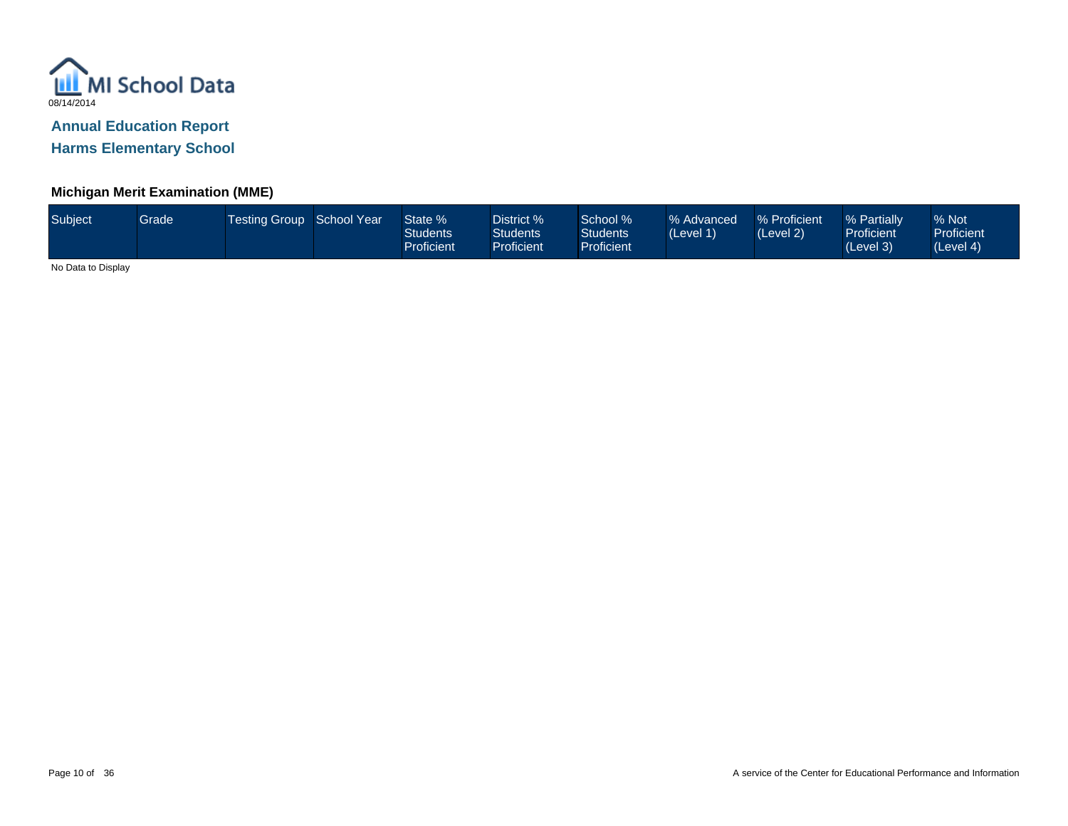MI School Data

08/14/2014

## Annual Education Report

## Harms Elementary School

### Michigan Merit Examination (MME)

| Subject | Grade | Testing Group | School Year | State % Students Proficient | District % Students Proficient | School % Students Proficient | % Advanced (Level 1) | % Proficient (Level 2) | % Partially Proficient (Level 3) | % Not Proficient (Level 4) |
|---|---|---|---|---|---|---|---|---|---|---|

No Data to Display

A service of the Center for Educational Performance and Information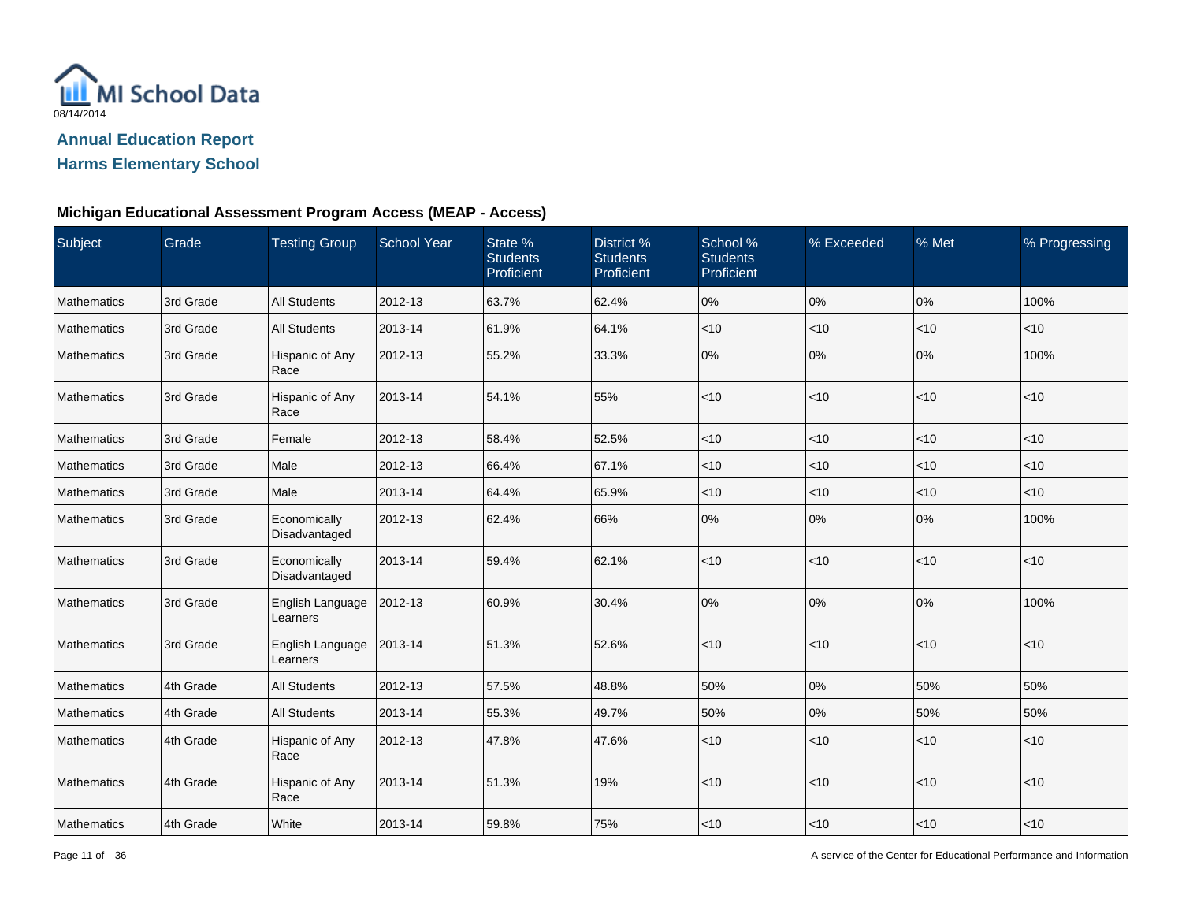MI School Data

08/14/2014

## Annual Education Report

## Harms Elementary School

### Michigan Educational Assessment Program Access (MEAP - Access)

| Subject | Grade | Testing Group | School Year | State % Students Proficient | District % Students Proficient | School % Students Proficient | % Exceeded | % Met | % Progressing |
|---|---|---|---|---|---|---|---|---|---|
| Mathematics | 3rd Grade | All Students | 2012-13 | 63.7% | 62.4% | 0% | 0% | 0% | 100% |
| Mathematics | 3rd Grade | All Students | 2013-14 | 61.9% | 64.1% | <10 | <10 | <10 | <10 |
| Mathematics | 3rd Grade | Hispanic of Any Race | 2012-13 | 55.2% | 33.3% | 0% | 0% | 0% | 100% |
| Mathematics | 3rd Grade | Hispanic of Any Race | 2013-14 | 54.1% | 55% | <10 | <10 | <10 | <10 |
| Mathematics | 3rd Grade | Female | 2012-13 | 58.4% | 52.5% | <10 | <10 | <10 | <10 |
| Mathematics | 3rd Grade | Male | 2012-13 | 66.4% | 67.1% | <10 | <10 | <10 | <10 |
| Mathematics | 3rd Grade | Male | 2013-14 | 64.4% | 65.9% | <10 | <10 | <10 | <10 |
| Mathematics | 3rd Grade | Economically Disadvantaged | 2012-13 | 62.4% | 66% | 0% | 0% | 0% | 100% |
| Mathematics | 3rd Grade | Economically Disadvantaged | 2013-14 | 59.4% | 62.1% | <10 | <10 | <10 | <10 |
| Mathematics | 3rd Grade | English Language Learners | 2012-13 | 60.9% | 30.4% | 0% | 0% | 0% | 100% |
| Mathematics | 3rd Grade | English Language Learners | 2013-14 | 51.3% | 52.6% | <10 | <10 | <10 | <10 |
| Mathematics | 4th Grade | All Students | 2012-13 | 57.5% | 48.8% | 50% | 0% | 50% | 50% |
| Mathematics | 4th Grade | All Students | 2013-14 | 55.3% | 49.7% | 50% | 0% | 50% | 50% |
| Mathematics | 4th Grade | Hispanic of Any Race | 2012-13 | 47.8% | 47.6% | <10 | <10 | <10 | <10 |
| Mathematics | 4th Grade | Hispanic of Any Race | 2013-14 | 51.3% | 19% | <10 | <10 | <10 | <10 |
| Mathematics | 4th Grade | White | 2013-14 | 59.8% | 75% | <10 | <10 | <10 | <10 |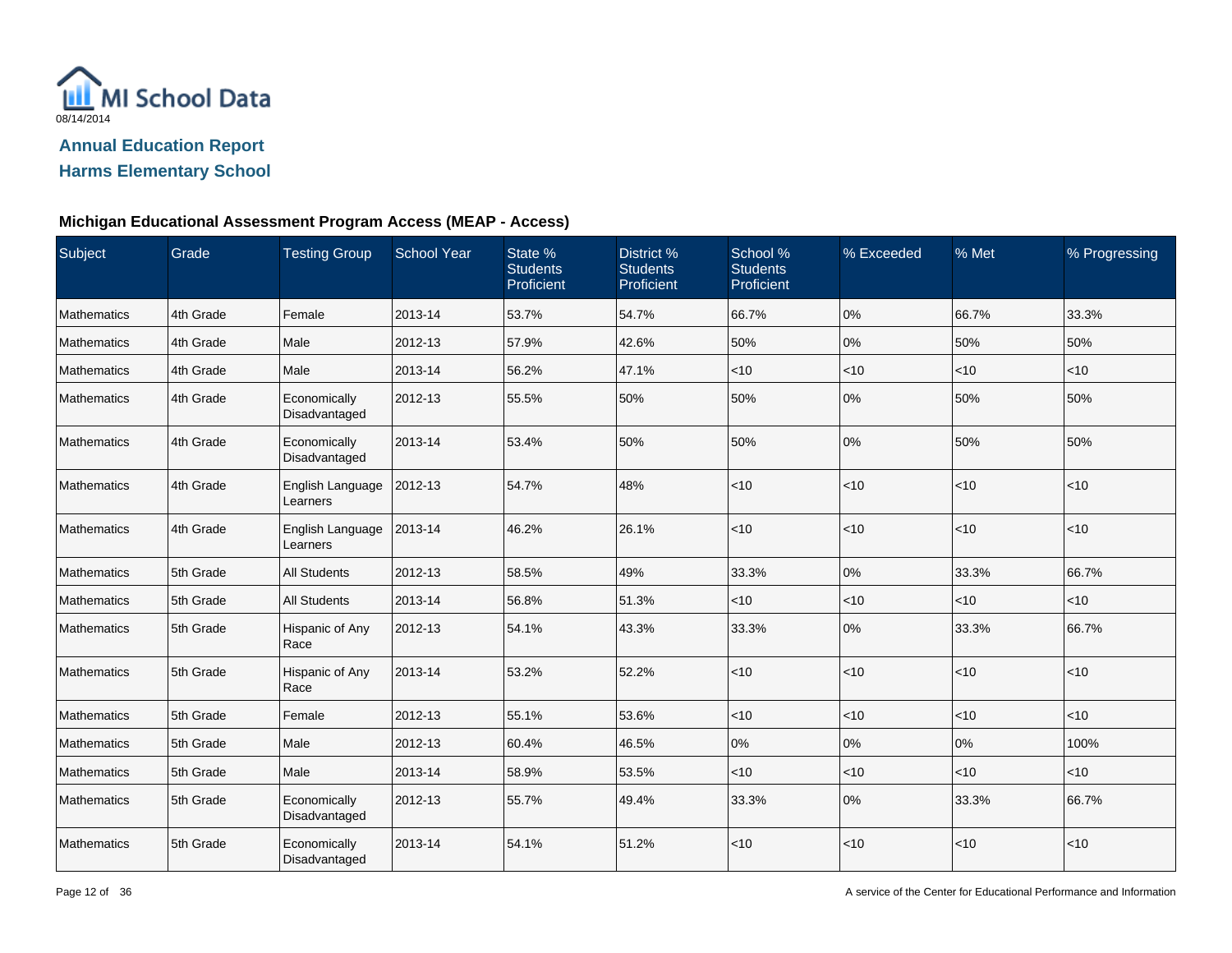MI School Data
08/14/2014

# Annual Education Report
## Harms Elementary School

### Michigan Educational Assessment Program Access (MEAP - Access)

| Subject | Grade | Testing Group | School Year | State % Students Proficient | District % Students Proficient | School % Students Proficient | % Exceeded | % Met | % Progressing |
|---|---|---|---|---|---|---|---|---|---|
| Mathematics | 4th Grade | Female | 2013-14 | 53.7% | 54.7% | 66.7% | 0% | 66.7% | 33.3% |
| Mathematics | 4th Grade | Male | 2012-13 | 57.9% | 42.6% | 50% | 0% | 50% | 50% |
| Mathematics | 4th Grade | Male | 2013-14 | 56.2% | 47.1% | <10 | <10 | <10 | <10 |
| Mathematics | 4th Grade | Economically Disadvantaged | 2012-13 | 55.5% | 50% | 50% | 0% | 50% | 50% |
| Mathematics | 4th Grade | Economically Disadvantaged | 2013-14 | 53.4% | 50% | 50% | 0% | 50% | 50% |
| Mathematics | 4th Grade | English Language Learners | 2012-13 | 54.7% | 48% | <10 | <10 | <10 | <10 |
| Mathematics | 4th Grade | English Language Learners | 2013-14 | 46.2% | 26.1% | <10 | <10 | <10 | <10 |
| Mathematics | 5th Grade | All Students | 2012-13 | 58.5% | 49% | 33.3% | 0% | 33.3% | 66.7% |
| Mathematics | 5th Grade | All Students | 2013-14 | 56.8% | 51.3% | <10 | <10 | <10 | <10 |
| Mathematics | 5th Grade | Hispanic of Any Race | 2012-13 | 54.1% | 43.3% | 33.3% | 0% | 33.3% | 66.7% |
| Mathematics | 5th Grade | Hispanic of Any Race | 2013-14 | 53.2% | 52.2% | <10 | <10 | <10 | <10 |
| Mathematics | 5th Grade | Female | 2012-13 | 55.1% | 53.6% | <10 | <10 | <10 | <10 |
| Mathematics | 5th Grade | Male | 2012-13 | 60.4% | 46.5% | 0% | 0% | 0% | 100% |
| Mathematics | 5th Grade | Male | 2013-14 | 58.9% | 53.5% | <10 | <10 | <10 | <10 |
| Mathematics | 5th Grade | Economically Disadvantaged | 2012-13 | 55.7% | 49.4% | 33.3% | 0% | 33.3% | 66.7% |
| Mathematics | 5th Grade | Economically Disadvantaged | 2013-14 | 54.1% | 51.2% | <10 | <10 | <10 | <10 |

A service of the Center for Educational Performance and Information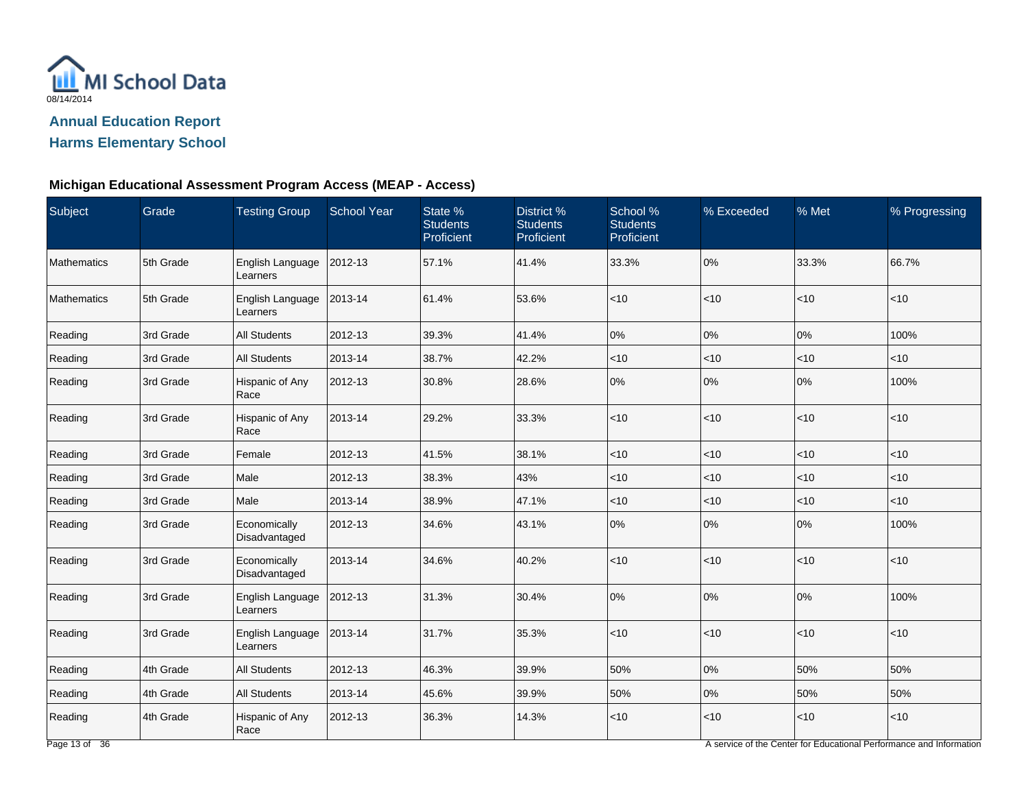# Annual Education Report

## Harms Elementary School

### Michigan Educational Assessment Program Access (MEAP - Access)

| Subject | Grade | Testing Group | School Year | State % Students Proficient | District % Students Proficient | School % Students Proficient | % Exceeded | % Met | % Progressing |
|---|---|---|---|---|---|---|---|---|---|
| Mathematics | 5th Grade | English Language Learners | 2012-13 | 57.1% | 41.4% | 33.3% | 0% | 33.3% | 66.7% |
| Mathematics | 5th Grade | English Language Learners | 2013-14 | 61.4% | 53.6% | <10 | <10 | <10 | <10 |
| Reading | 3rd Grade | All Students | 2012-13 | 39.3% | 41.4% | 0% | 0% | 0% | 100% |
| Reading | 3rd Grade | All Students | 2013-14 | 38.7% | 42.2% | <10 | <10 | <10 | <10 |
| Reading | 3rd Grade | Hispanic of Any Race | 2012-13 | 30.8% | 28.6% | 0% | 0% | 0% | 100% |
| Reading | 3rd Grade | Hispanic of Any Race | 2013-14 | 29.2% | 33.3% | <10 | <10 | <10 | <10 |
| Reading | 3rd Grade | Female | 2012-13 | 41.5% | 38.1% | <10 | <10 | <10 | <10 |
| Reading | 3rd Grade | Male | 2012-13 | 38.3% | 43% | <10 | <10 | <10 | <10 |
| Reading | 3rd Grade | Male | 2013-14 | 38.9% | 47.1% | <10 | <10 | <10 | <10 |
| Reading | 3rd Grade | Economically Disadvantaged | 2012-13 | 34.6% | 43.1% | 0% | 0% | 0% | 100% |
| Reading | 3rd Grade | Economically Disadvantaged | 2013-14 | 34.6% | 40.2% | <10 | <10 | <10 | <10 |
| Reading | 3rd Grade | English Language Learners | 2012-13 | 31.3% | 30.4% | 0% | 0% | 0% | 100% |
| Reading | 3rd Grade | English Language Learners | 2013-14 | 31.7% | 35.3% | <10 | <10 | <10 | <10 |
| Reading | 4th Grade | All Students | 2012-13 | 46.3% | 39.9% | 50% | 0% | 50% | 50% |
| Reading | 4th Grade | All Students | 2013-14 | 45.6% | 39.9% | 50% | 0% | 50% | 50% |
| Reading | 4th Grade | Hispanic of Any Race | 2012-13 | 36.3% | 14.3% | <10 | <10 | <10 | <10 |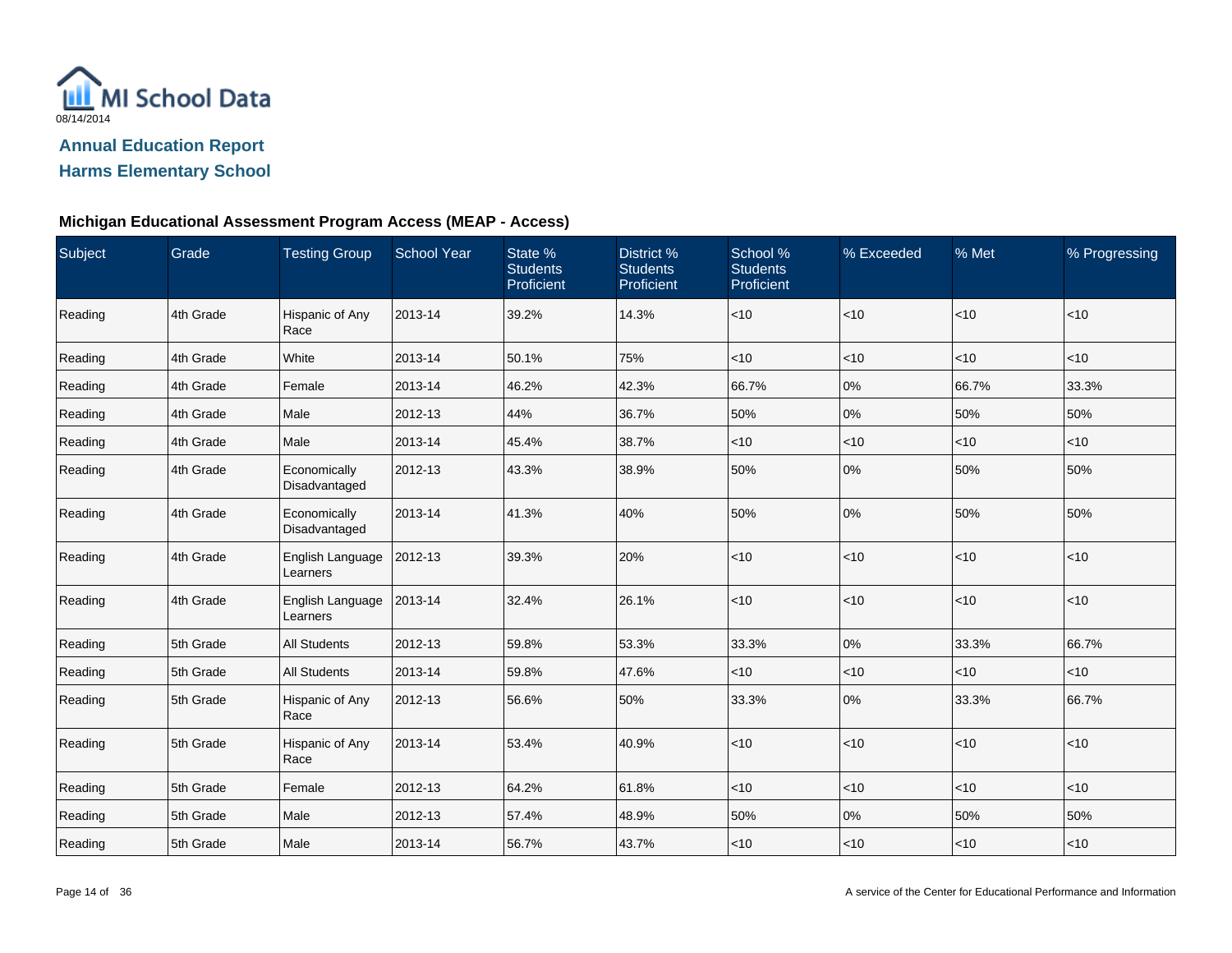MI School Data

08/14/2014

## Annual Education Report

## Harms Elementary School

### Michigan Educational Assessment Program Access (MEAP - Access)

| Subject | Grade | Testing Group | School Year | State % Students Proficient | District % Students Proficient | School % Students Proficient | % Exceeded | % Met | % Progressing |
|---|---|---|---|---|---|---|---|---|---|
| Reading | 4th Grade | Hispanic of Any Race | 2013-14 | 39.2% | 14.3% | <10 | <10 | <10 | <10 |
| Reading | 4th Grade | White | 2013-14 | 50.1% | 75% | <10 | <10 | <10 | <10 |
| Reading | 4th Grade | Female | 2013-14 | 46.2% | 42.3% | 66.7% | 0% | 66.7% | 33.3% |
| Reading | 4th Grade | Male | 2012-13 | 44% | 36.7% | 50% | 0% | 50% | 50% |
| Reading | 4th Grade | Male | 2013-14 | 45.4% | 38.7% | <10 | <10 | <10 | <10 |
| Reading | 4th Grade | Economically Disadvantaged | 2012-13 | 43.3% | 38.9% | 50% | 0% | 50% | 50% |
| Reading | 4th Grade | Economically Disadvantaged | 2013-14 | 41.3% | 40% | 50% | 0% | 50% | 50% |
| Reading | 4th Grade | English Language Learners | 2012-13 | 39.3% | 20% | <10 | <10 | <10 | <10 |
| Reading | 4th Grade | English Language Learners | 2013-14 | 32.4% | 26.1% | <10 | <10 | <10 | <10 |
| Reading | 5th Grade | All Students | 2012-13 | 59.8% | 53.3% | 33.3% | 0% | 33.3% | 66.7% |
| Reading | 5th Grade | All Students | 2013-14 | 59.8% | 47.6% | <10 | <10 | <10 | <10 |
| Reading | 5th Grade | Hispanic of Any Race | 2012-13 | 56.6% | 50% | 33.3% | 0% | 33.3% | 66.7% |
| Reading | 5th Grade | Hispanic of Any Race | 2013-14 | 53.4% | 40.9% | <10 | <10 | <10 | <10 |
| Reading | 5th Grade | Female | 2012-13 | 64.2% | 61.8% | <10 | <10 | <10 | <10 |
| Reading | 5th Grade | Male | 2012-13 | 57.4% | 48.9% | 50% | 0% | 50% | 50% |
| Reading | 5th Grade | Male | 2013-14 | 56.7% | 43.7% | <10 | <10 | <10 | <10 |

A service of the Center for Educational Performance and Information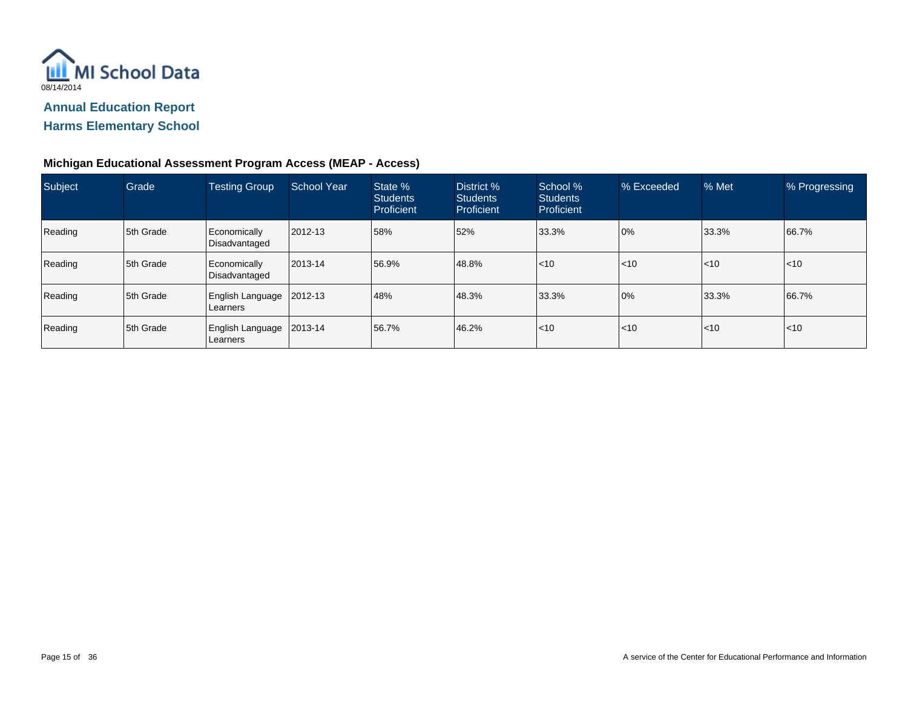MI School Data

08/14/2014

## Annual Education Report

## Harms Elementary School

### Michigan Educational Assessment Program Access (MEAP - Access)

| Subject | Grade | Testing Group | School Year | State % Students Proficient | District % Students Proficient | School % Students Proficient | % Exceeded | % Met | % Progressing |
|---|---|---|---|---|---|---|---|---|---|
| Reading | 5th Grade | Economically Disadvantaged | 2012-13 | 58% | 52% | 33.3% | 0% | 33.3% | 66.7% |
| Reading | 5th Grade | Economically Disadvantaged | 2013-14 | 56.9% | 48.8% | <10 | <10 | <10 | <10 |
| Reading | 5th Grade | English Language Learners | 2012-13 | 48% | 48.3% | 33.3% | 0% | 33.3% | 66.7% |
| Reading | 5th Grade | English Language Learners | 2013-14 | 56.7% | 46.2% | <10 | <10 | <10 | <10 |

A service of the Center for Educational Performance and Information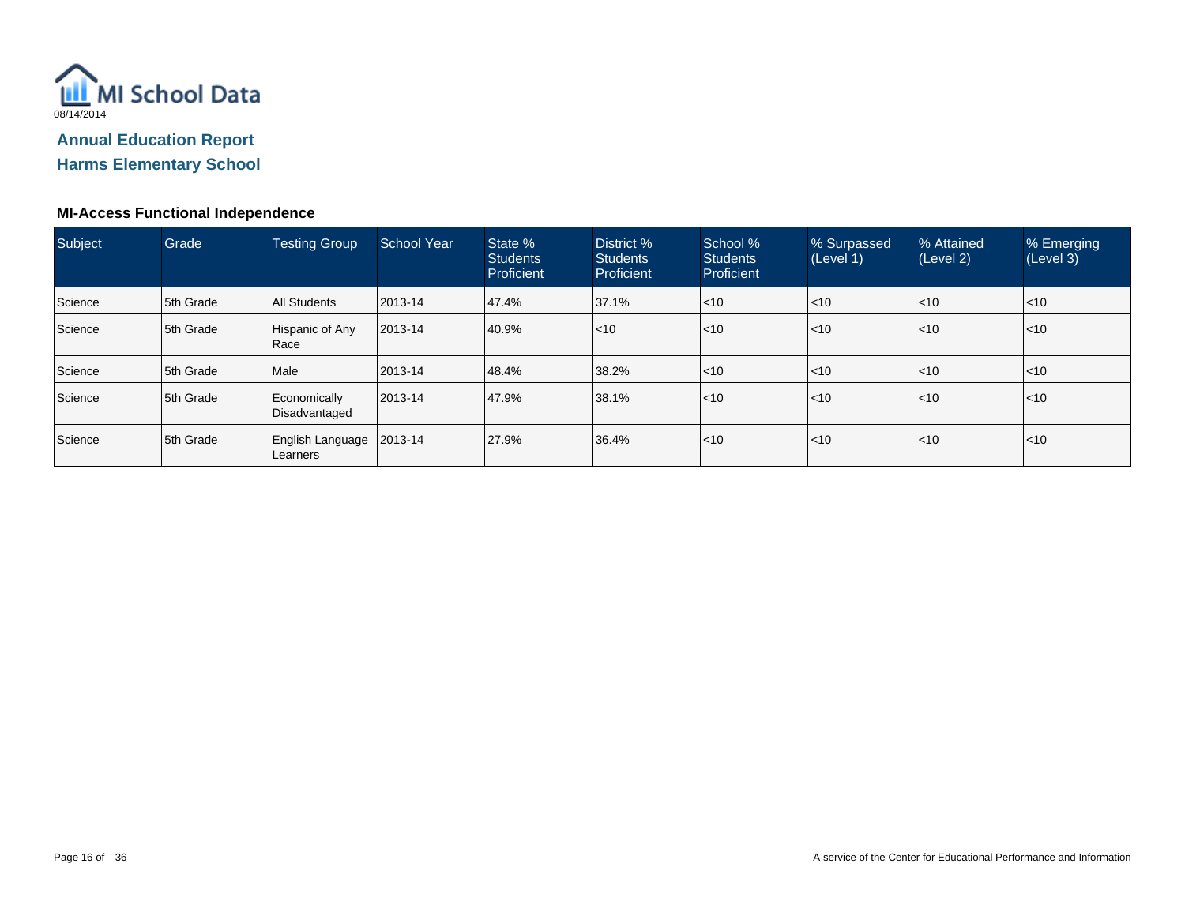MI School Data

08/14/2014

## Annual Education Report

## Harms Elementary School

### MI-Access Functional Independence

| Subject | Grade | Testing Group | School Year | State % Students Proficient | District % Students Proficient | School % Students Proficient | % Surpassed (Level 1) | % Attained (Level 2) | % Emerging (Level 3) |
|---|---|---|---|---|---|---|---|---|---|
| Science | 5th Grade | All Students | 2013-14 | 47.4% | 37.1% | <10 | <10 | <10 | <10 |
| Science | 5th Grade | Hispanic of Any Race | 2013-14 | 40.9% | <10 | <10 | <10 | <10 | <10 |
| Science | 5th Grade | Male | 2013-14 | 48.4% | 38.2% | <10 | <10 | <10 | <10 |
| Science | 5th Grade | Economically Disadvantaged | 2013-14 | 47.9% | 38.1% | <10 | <10 | <10 | <10 |
| Science | 5th Grade | English Language Learners | 2013-14 | 27.9% | 36.4% | <10 | <10 | <10 | <10 |

A service of the Center for Educational Performance and Information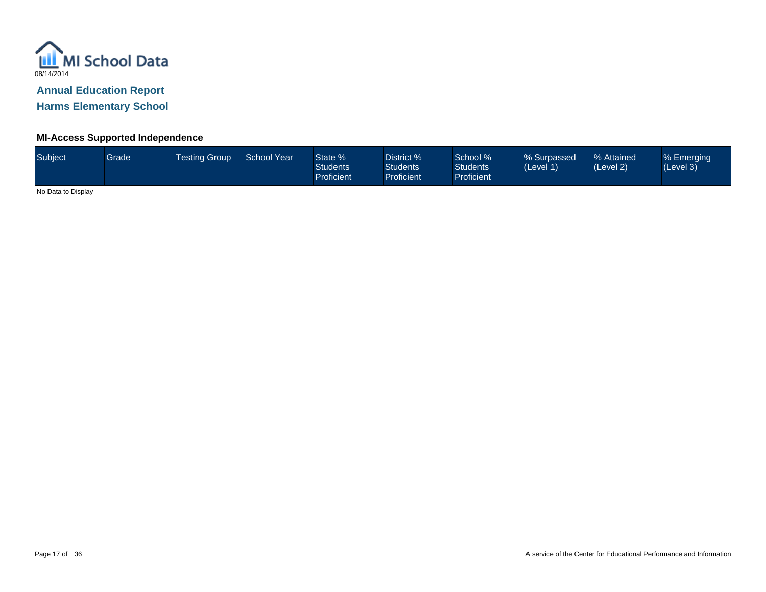MI School Data

08/14/2014

## Annual Education Report

## Harms Elementary School

### MI-Access Supported Independence

| Subject | Grade | Testing Group | School Year | State % Students Proficient | District % Students Proficient | School % Students Proficient | % Surpassed (Level 1) | % Attained (Level 2) | % Emerging (Level 3) |
|---|---|---|---|---|---|---|---|---|---|

No Data to Display

A service of the Center for Educational Performance and Information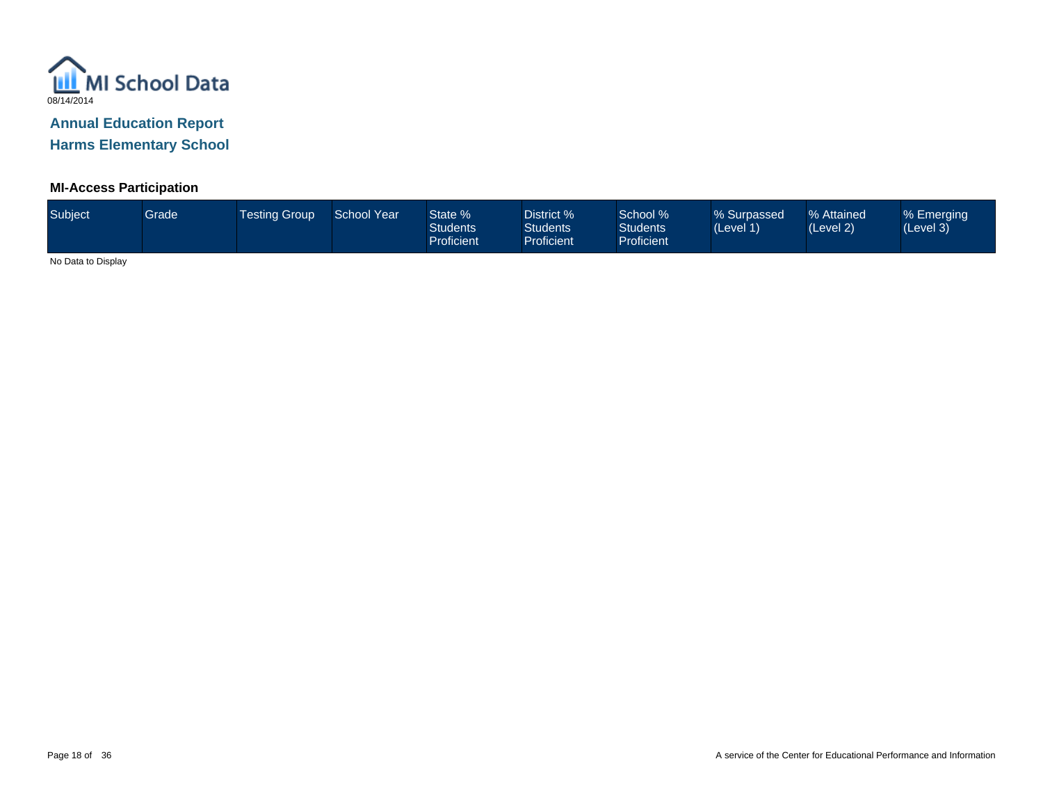MI School Data

08/14/2014

## Annual Education Report
## Harms Elementary School

### MI-Access Participation

| Subject | Grade | Testing Group | School Year | State % Students Proficient | District % Students Proficient | School % Students Proficient | % Surpassed (Level 1) | % Attained (Level 2) | % Emerging (Level 3) |
|---|---|---|---|---|---|---|---|---|---|

No Data to Display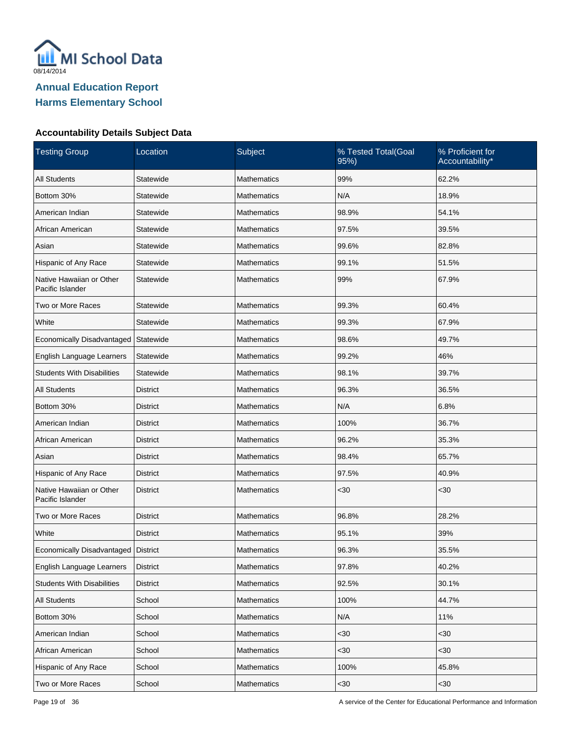MI School Data

08/14/2014

## Annual Education Report
## Harms Elementary School

### Accountability Details Subject Data

| Testing Group | Location | Subject | % Tested Total(Goal 95%) | % Proficient for Accountability* |
|---|---|---|---|---|
| All Students | Statewide | Mathematics | 99% | 62.2% |
| Bottom 30% | Statewide | Mathematics | N/A | 18.9% |
| American Indian | Statewide | Mathematics | 98.9% | 54.1% |
| African American | Statewide | Mathematics | 97.5% | 39.5% |
| Asian | Statewide | Mathematics | 99.6% | 82.8% |
| Hispanic of Any Race | Statewide | Mathematics | 99.1% | 51.5% |
| Native Hawaiian or Other Pacific Islander | Statewide | Mathematics | 99% | 67.9% |
| Two or More Races | Statewide | Mathematics | 99.3% | 60.4% |
| White | Statewide | Mathematics | 99.3% | 67.9% |
| Economically Disadvantaged | Statewide | Mathematics | 98.6% | 49.7% |
| English Language Learners | Statewide | Mathematics | 99.2% | 46% |
| Students With Disabilities | Statewide | Mathematics | 98.1% | 39.7% |
| All Students | District | Mathematics | 96.3% | 36.5% |
| Bottom 30% | District | Mathematics | N/A | 6.8% |
| American Indian | District | Mathematics | 100% | 36.7% |
| African American | District | Mathematics | 96.2% | 35.3% |
| Asian | District | Mathematics | 98.4% | 65.7% |
| Hispanic of Any Race | District | Mathematics | 97.5% | 40.9% |
| Native Hawaiian or Other Pacific Islander | District | Mathematics | <30 | <30 |
| Two or More Races | District | Mathematics | 96.8% | 28.2% |
| White | District | Mathematics | 95.1% | 39% |
| Economically Disadvantaged | District | Mathematics | 96.3% | 35.5% |
| English Language Learners | District | Mathematics | 97.8% | 40.2% |
| Students With Disabilities | District | Mathematics | 92.5% | 30.1% |
| All Students | School | Mathematics | 100% | 44.7% |
| Bottom 30% | School | Mathematics | N/A | 11% |
| American Indian | School | Mathematics | <30 | <30 |
| African American | School | Mathematics | <30 | <30 |
| Hispanic of Any Race | School | Mathematics | 100% | 45.8% |
| Two or More Races | School | Mathematics | <30 | <30 |

A service of the Center for Educational Performance and Information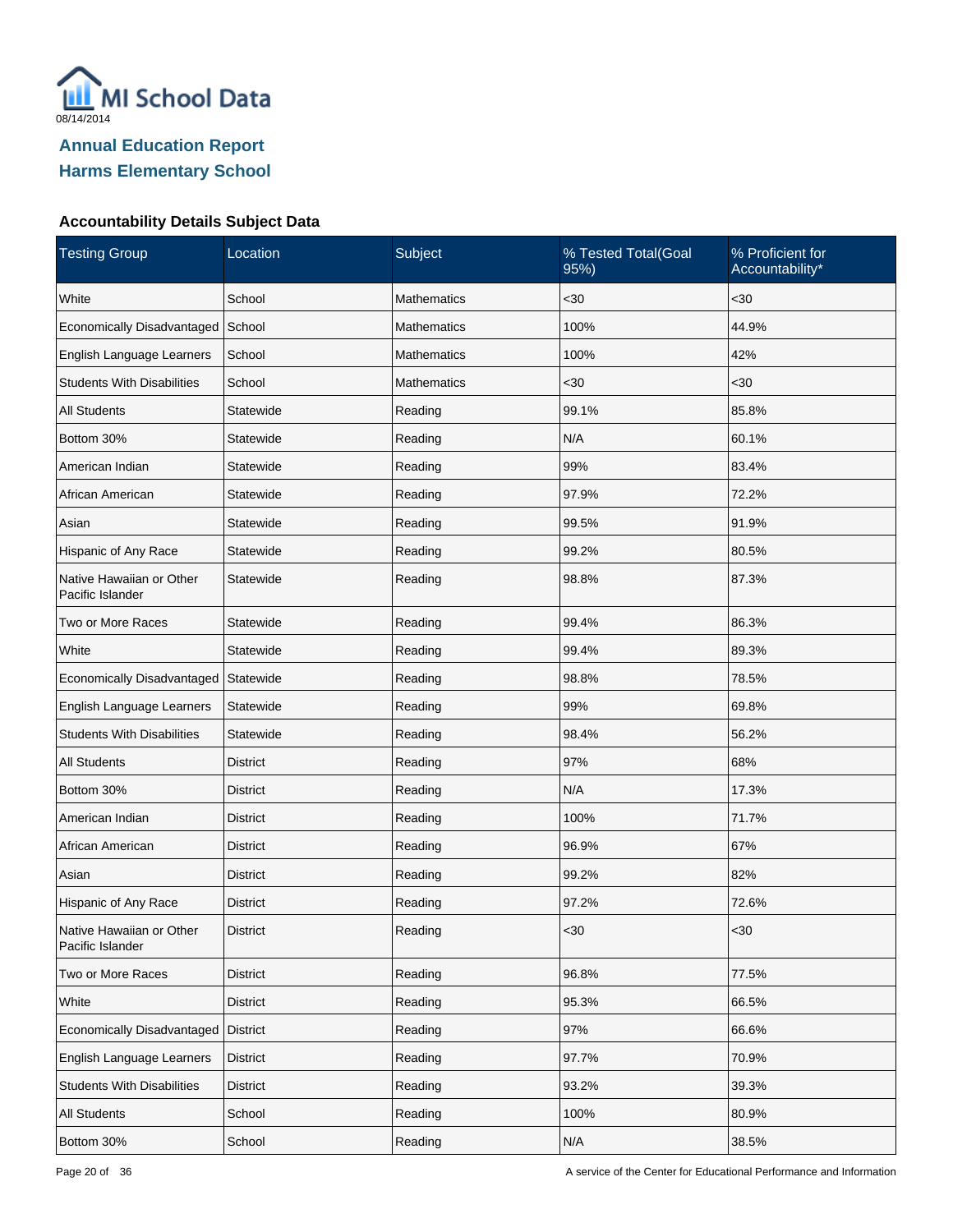MI School Data
08/14/2014

## Annual Education Report
## Harms Elementary School

### Accountability Details Subject Data

| Testing Group | Location | Subject | % Tested Total(Goal 95%) | % Proficient for Accountability* |
|---|---|---|---|---|
| White | School | Mathematics | <30 | <30 |
| Economically Disadvantaged | School | Mathematics | 100% | 44.9% |
| English Language Learners | School | Mathematics | 100% | 42% |
| Students With Disabilities | School | Mathematics | <30 | <30 |
| All Students | Statewide | Reading | 99.1% | 85.8% |
| Bottom 30% | Statewide | Reading | N/A | 60.1% |
| American Indian | Statewide | Reading | 99% | 83.4% |
| African American | Statewide | Reading | 97.9% | 72.2% |
| Asian | Statewide | Reading | 99.5% | 91.9% |
| Hispanic of Any Race | Statewide | Reading | 99.2% | 80.5% |
| Native Hawaiian or Other Pacific Islander | Statewide | Reading | 98.8% | 87.3% |
| Two or More Races | Statewide | Reading | 99.4% | 86.3% |
| White | Statewide | Reading | 99.4% | 89.3% |
| Economically Disadvantaged | Statewide | Reading | 98.8% | 78.5% |
| English Language Learners | Statewide | Reading | 99% | 69.8% |
| Students With Disabilities | Statewide | Reading | 98.4% | 56.2% |
| All Students | District | Reading | 97% | 68% |
| Bottom 30% | District | Reading | N/A | 17.3% |
| American Indian | District | Reading | 100% | 71.7% |
| African American | District | Reading | 96.9% | 67% |
| Asian | District | Reading | 99.2% | 82% |
| Hispanic of Any Race | District | Reading | 97.2% | 72.6% |
| Native Hawaiian or Other Pacific Islander | District | Reading | <30 | <30 |
| Two or More Races | District | Reading | 96.8% | 77.5% |
| White | District | Reading | 95.3% | 66.5% |
| Economically Disadvantaged | District | Reading | 97% | 66.6% |
| English Language Learners | District | Reading | 97.7% | 70.9% |
| Students With Disabilities | District | Reading | 93.2% | 39.3% |
| All Students | School | Reading | 100% | 80.9% |
| Bottom 30% | School | Reading | N/A | 38.5% |

A service of the Center for Educational Performance and Information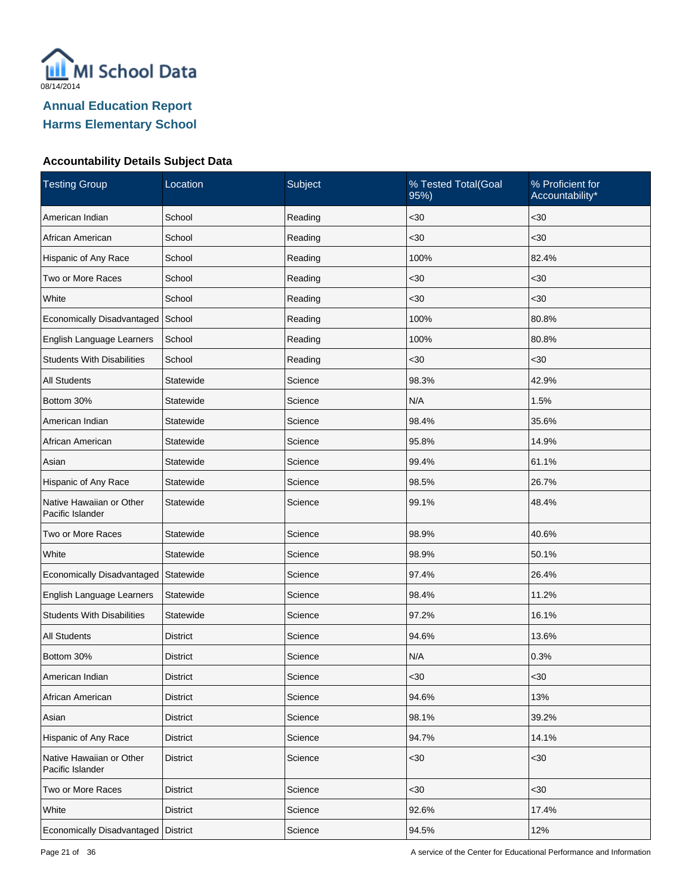MI School Data

08/14/2014

## Annual Education Report
## Harms Elementary School

### Accountability Details Subject Data

| Testing Group | Location | Subject | % Tested Total(Goal 95%) | % Proficient for Accountability* |
|---|---|---|---|---|
| American Indian | School | Reading | <30 | <30 |
| African American | School | Reading | <30 | <30 |
| Hispanic of Any Race | School | Reading | 100% | 82.4% |
| Two or More Races | School | Reading | <30 | <30 |
| White | School | Reading | <30 | <30 |
| Economically Disadvantaged | School | Reading | 100% | 80.8% |
| English Language Learners | School | Reading | 100% | 80.8% |
| Students With Disabilities | School | Reading | <30 | <30 |
| All Students | Statewide | Science | 98.3% | 42.9% |
| Bottom 30% | Statewide | Science | N/A | 1.5% |
| American Indian | Statewide | Science | 98.4% | 35.6% |
| African American | Statewide | Science | 95.8% | 14.9% |
| Asian | Statewide | Science | 99.4% | 61.1% |
| Hispanic of Any Race | Statewide | Science | 98.5% | 26.7% |
| Native Hawaiian or Other Pacific Islander | Statewide | Science | 99.1% | 48.4% |
| Two or More Races | Statewide | Science | 98.9% | 40.6% |
| White | Statewide | Science | 98.9% | 50.1% |
| Economically Disadvantaged | Statewide | Science | 97.4% | 26.4% |
| English Language Learners | Statewide | Science | 98.4% | 11.2% |
| Students With Disabilities | Statewide | Science | 97.2% | 16.1% |
| All Students | District | Science | 94.6% | 13.6% |
| Bottom 30% | District | Science | N/A | 0.3% |
| American Indian | District | Science | <30 | <30 |
| African American | District | Science | 94.6% | 13% |
| Asian | District | Science | 98.1% | 39.2% |
| Hispanic of Any Race | District | Science | 94.7% | 14.1% |
| Native Hawaiian or Other Pacific Islander | District | Science | <30 | <30 |
| Two or More Races | District | Science | <30 | <30 |
| White | District | Science | 92.6% | 17.4% |
| Economically Disadvantaged | District | Science | 94.5% | 12% |

A service of the Center for Educational Performance and Information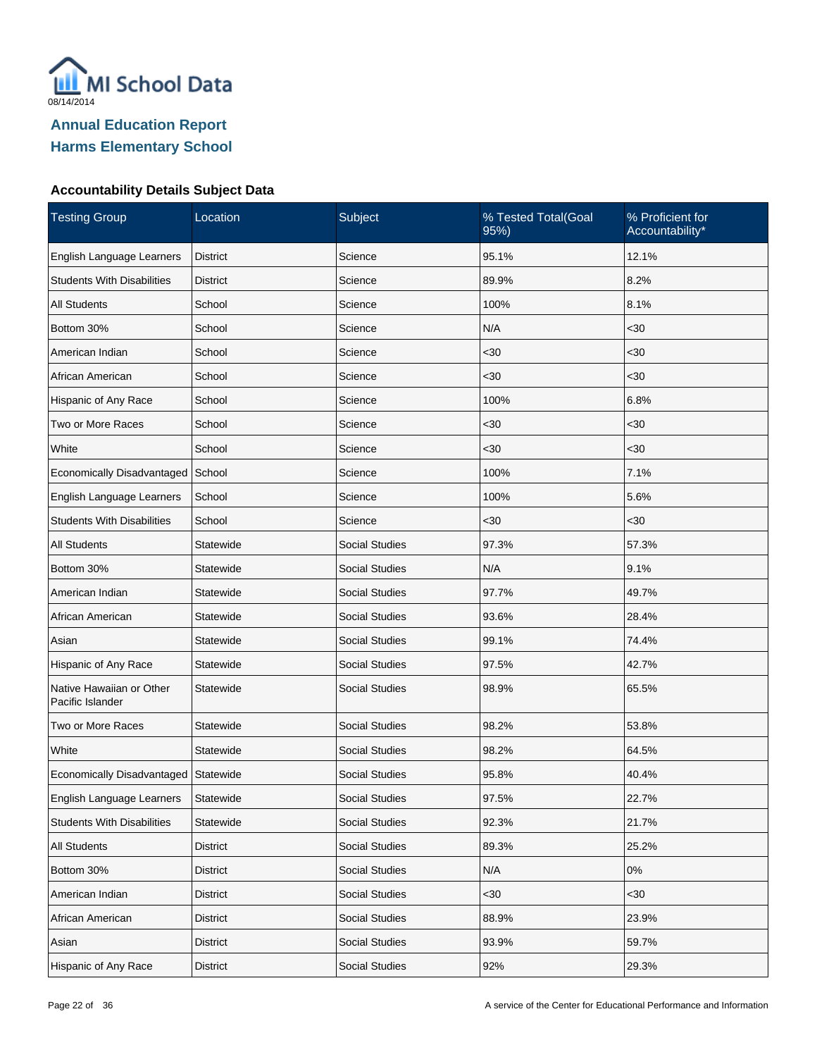MI School Data

08/14/2014

# Annual Education Report
## Harms Elementary School

### Accountability Details Subject Data

| Testing Group | Location | Subject | % Tested Total(Goal 95%) | % Proficient for Accountability* |
| --- | --- | --- | --- | --- |
| English Language Learners | District | Science | 95.1% | 12.1% |
| Students With Disabilities | District | Science | 89.9% | 8.2% |
| All Students | School | Science | 100% | 8.1% |
| Bottom 30% | School | Science | N/A | <30 |
| American Indian | School | Science | <30 | <30 |
| African American | School | Science | <30 | <30 |
| Hispanic of Any Race | School | Science | 100% | 6.8% |
| Two or More Races | School | Science | <30 | <30 |
| White | School | Science | <30 | <30 |
| Economically Disadvantaged | School | Science | 100% | 7.1% |
| English Language Learners | School | Science | 100% | 5.6% |
| Students With Disabilities | School | Science | <30 | <30 |
| All Students | Statewide | Social Studies | 97.3% | 57.3% |
| Bottom 30% | Statewide | Social Studies | N/A | 9.1% |
| American Indian | Statewide | Social Studies | 97.7% | 49.7% |
| African American | Statewide | Social Studies | 93.6% | 28.4% |
| Asian | Statewide | Social Studies | 99.1% | 74.4% |
| Hispanic of Any Race | Statewide | Social Studies | 97.5% | 42.7% |
| Native Hawaiian or Other Pacific Islander | Statewide | Social Studies | 98.9% | 65.5% |
| Two or More Races | Statewide | Social Studies | 98.2% | 53.8% |
| White | Statewide | Social Studies | 98.2% | 64.5% |
| Economically Disadvantaged | Statewide | Social Studies | 95.8% | 40.4% |
| English Language Learners | Statewide | Social Studies | 97.5% | 22.7% |
| Students With Disabilities | Statewide | Social Studies | 92.3% | 21.7% |
| All Students | District | Social Studies | 89.3% | 25.2% |
| Bottom 30% | District | Social Studies | N/A | 0% |
| American Indian | District | Social Studies | <30 | <30 |
| African American | District | Social Studies | 88.9% | 23.9% |
| Asian | District | Social Studies | 93.9% | 59.7% |
| Hispanic of Any Race | District | Social Studies | 92% | 29.3% |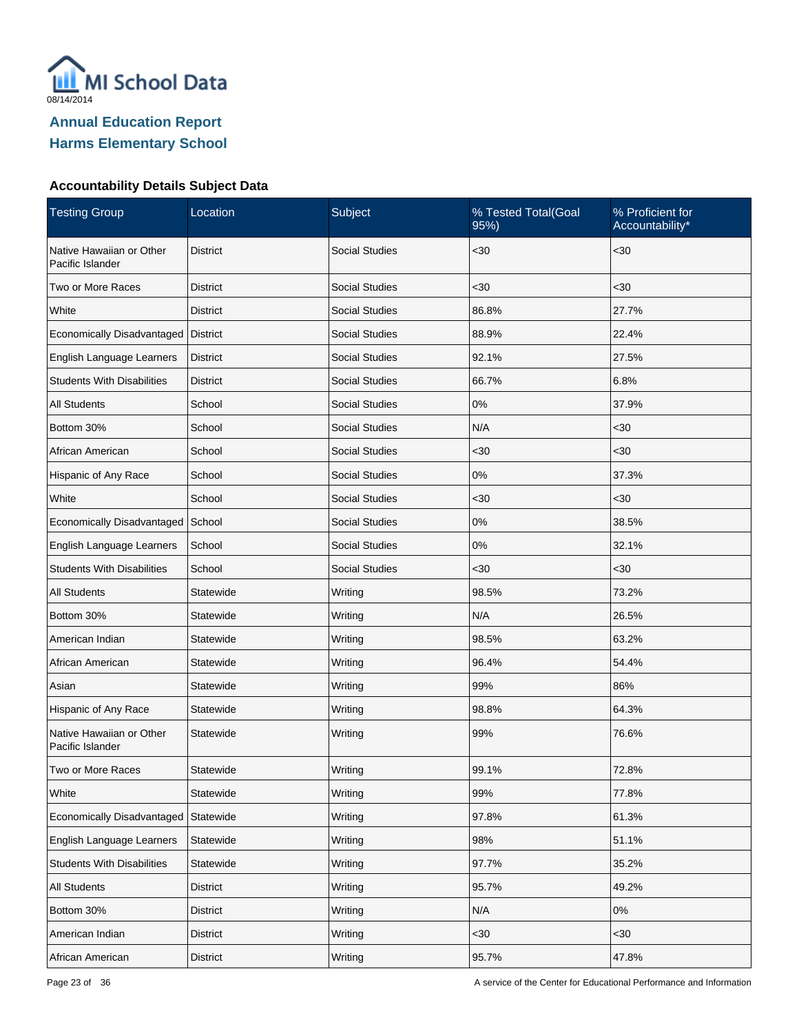MI School Data

08/14/2014

## Annual Education Report
## Harms Elementary School

### Accountability Details Subject Data

| Testing Group | Location | Subject | % Tested Total(Goal 95%) | % Proficient for Accountability* |
|---|---|---|---|---|
| Native Hawaiian or Other Pacific Islander | District | Social Studies | <30 | <30 |
| Two or More Races | District | Social Studies | <30 | <30 |
| White | District | Social Studies | 86.8% | 27.7% |
| Economically Disadvantaged | District | Social Studies | 88.9% | 22.4% |
| English Language Learners | District | Social Studies | 92.1% | 27.5% |
| Students With Disabilities | District | Social Studies | 66.7% | 6.8% |
| All Students | School | Social Studies | 0% | 37.9% |
| Bottom 30% | School | Social Studies | N/A | <30 |
| African American | School | Social Studies | <30 | <30 |
| Hispanic of Any Race | School | Social Studies | 0% | 37.3% |
| White | School | Social Studies | <30 | <30 |
| Economically Disadvantaged | School | Social Studies | 0% | 38.5% |
| English Language Learners | School | Social Studies | 0% | 32.1% |
| Students With Disabilities | School | Social Studies | <30 | <30 |
| All Students | Statewide | Writing | 98.5% | 73.2% |
| Bottom 30% | Statewide | Writing | N/A | 26.5% |
| American Indian | Statewide | Writing | 98.5% | 63.2% |
| African American | Statewide | Writing | 96.4% | 54.4% |
| Asian | Statewide | Writing | 99% | 86% |
| Hispanic of Any Race | Statewide | Writing | 98.8% | 64.3% |
| Native Hawaiian or Other Pacific Islander | Statewide | Writing | 99% | 76.6% |
| Two or More Races | Statewide | Writing | 99.1% | 72.8% |
| White | Statewide | Writing | 99% | 77.8% |
| Economically Disadvantaged | Statewide | Writing | 97.8% | 61.3% |
| English Language Learners | Statewide | Writing | 98% | 51.1% |
| Students With Disabilities | Statewide | Writing | 97.7% | 35.2% |
| All Students | District | Writing | 95.7% | 49.2% |
| Bottom 30% | District | Writing | N/A | 0% |
| American Indian | District | Writing | <30 | <30 |
| African American | District | Writing | 95.7% | 47.8% |

A service of the Center for Educational Performance and Information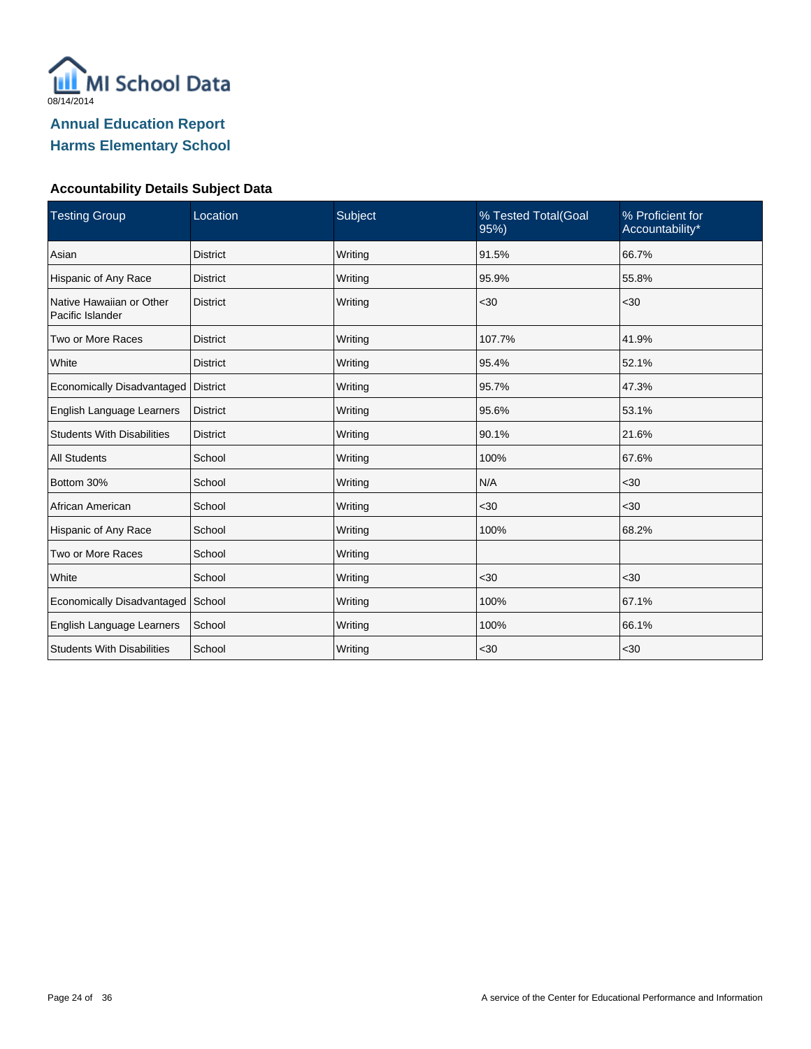MI School Data

08/14/2014

## Annual Education Report
## Harms Elementary School

### Accountability Details Subject Data

| Testing Group | Location | Subject | % Tested Total(Goal 95%) | % Proficient for Accountability* |
|---|---|---|---|---|
| Asian | District | Writing | 91.5% | 66.7% |
| Hispanic of Any Race | District | Writing | 95.9% | 55.8% |
| Native Hawaiian or Other Pacific Islander | District | Writing | <30 | <30 |
| Two or More Races | District | Writing | 107.7% | 41.9% |
| White | District | Writing | 95.4% | 52.1% |
| Economically Disadvantaged | District | Writing | 95.7% | 47.3% |
| English Language Learners | District | Writing | 95.6% | 53.1% |
| Students With Disabilities | District | Writing | 90.1% | 21.6% |
| All Students | School | Writing | 100% | 67.6% |
| Bottom 30% | School | Writing | N/A | <30 |
| African American | School | Writing | <30 | <30 |
| Hispanic of Any Race | School | Writing | 100% | 68.2% |
| Two or More Races | School | Writing | | |
| White | School | Writing | <30 | <30 |
| Economically Disadvantaged | School | Writing | 100% | 67.1% |
| English Language Learners | School | Writing | 100% | 66.1% |
| Students With Disabilities | School | Writing | <30 | <30 |

A service of the Center for Educational Performance and Information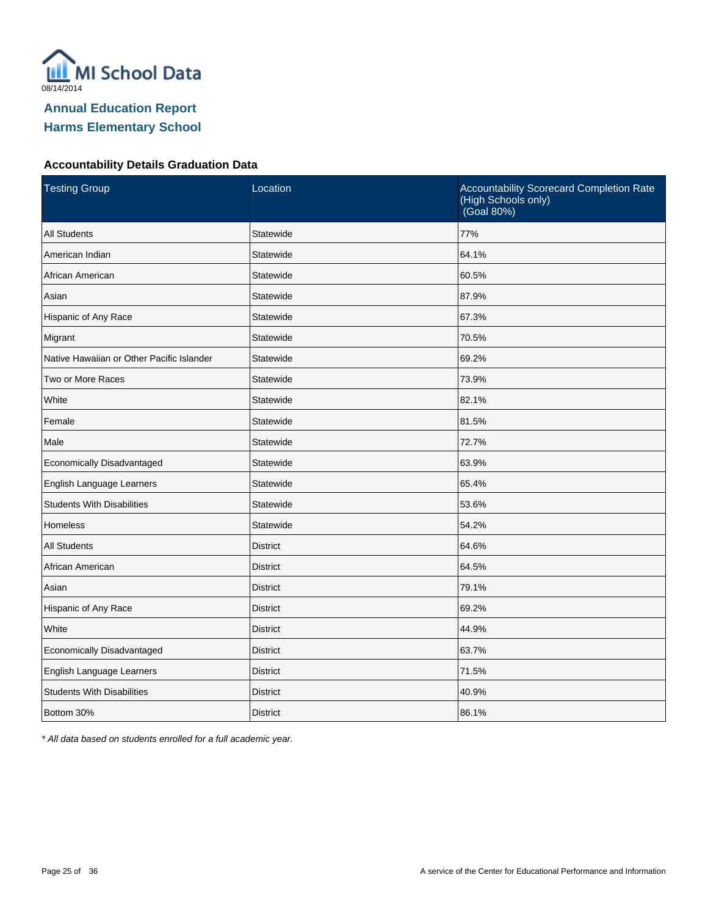08/14/2014

# Annual Education Report
## Harms Elementary School

### Accountability Details Graduation Data

| Testing Group | Location | Accountability Scorecard Completion Rate (High Schools only) (Goal 80%) |
|---|---|---|
| All Students | Statewide | 77% |
| American Indian | Statewide | 64.1% |
| African American | Statewide | 60.5% |
| Asian | Statewide | 87.9% |
| Hispanic of Any Race | Statewide | 67.3% |
| Migrant | Statewide | 70.5% |
| Native Hawaiian or Other Pacific Islander | Statewide | 69.2% |
| Two or More Races | Statewide | 73.9% |
| White | Statewide | 82.1% |
| Female | Statewide | 81.5% |
| Male | Statewide | 72.7% |
| Economically Disadvantaged | Statewide | 63.9% |
| English Language Learners | Statewide | 65.4% |
| Students With Disabilities | Statewide | 53.6% |
| Homeless | Statewide | 54.2% |
| All Students | District | 64.6% |
| African American | District | 64.5% |
| Asian | District | 79.1% |
| Hispanic of Any Race | District | 69.2% |
| White | District | 44.9% |
| Economically Disadvantaged | District | 63.7% |
| English Language Learners | District | 71.5% |
| Students With Disabilities | District | 40.9% |
| Bottom 30% | District | 86.1% |

*\* All data based on students enrolled for a full academic year.*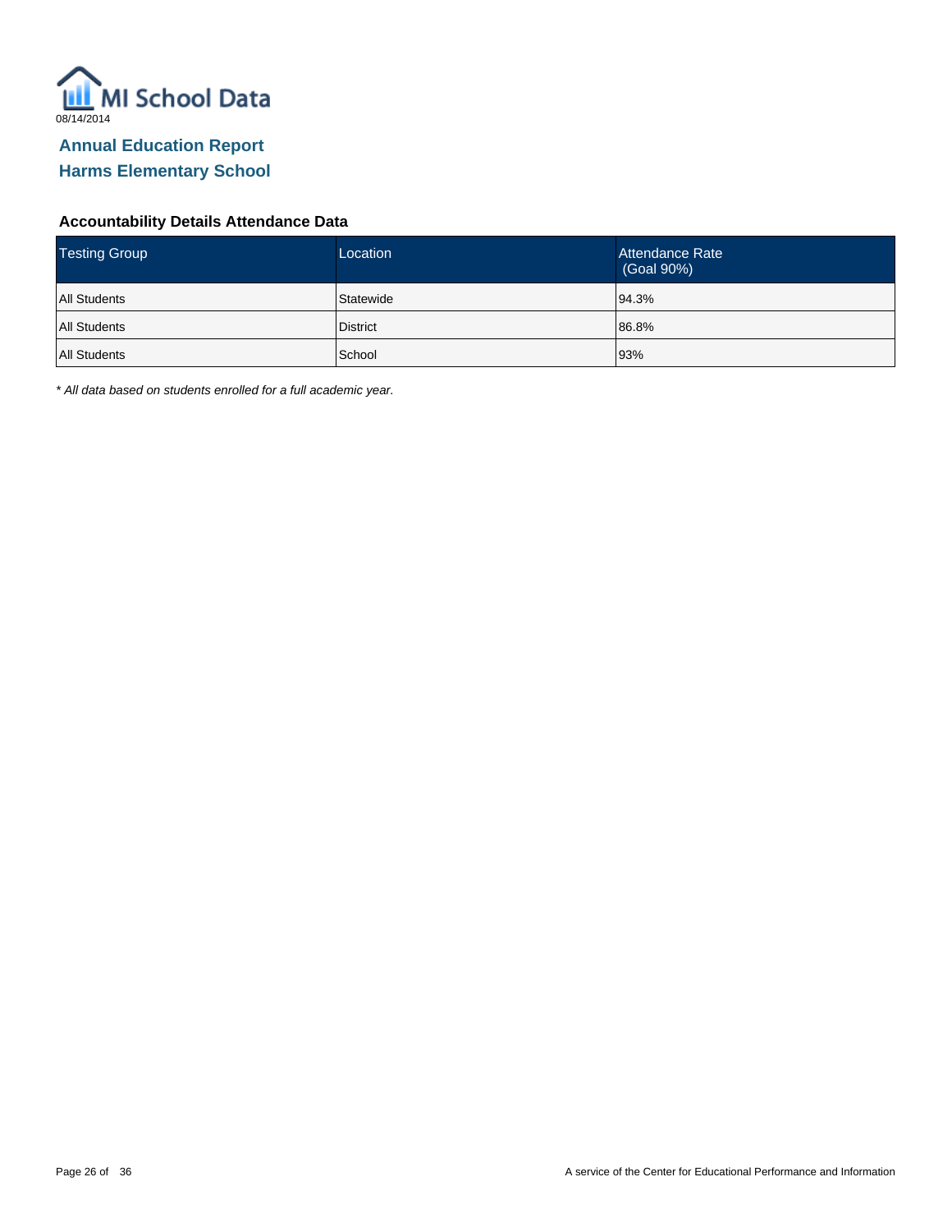MI School Data

08/14/2014

## Annual Education Report
## Harms Elementary School

### Accountability Details Attendance Data

| Testing Group | Location | Attendance Rate (Goal 90%) |
|---|---|---|
| All Students | Statewide | 94.3% |
| All Students | District | 86.8% |
| All Students | School | 93% |

*\* All data based on students enrolled for a full academic year.*

A service of the Center for Educational Performance and Information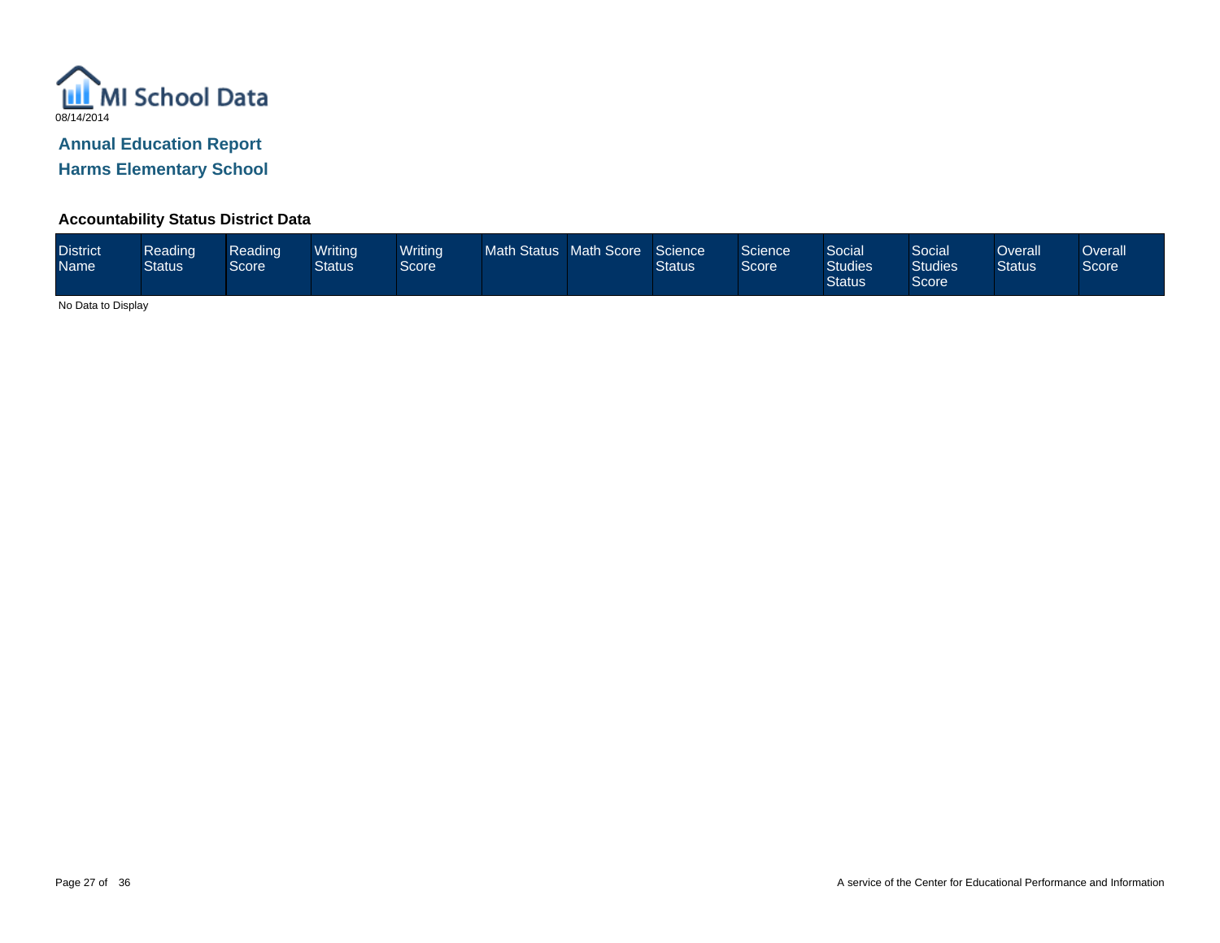MI School Data

08/14/2014

## Annual Education Report

## Harms Elementary School

### Accountability Status District Data

| District Name | Reading Status | Reading Score | Writing Status | Writing Score | Math Status | Math Score | Science Status | Science Score | Social Studies Status | Social Studies Score | Overall Status | Overall Score |
|---|---|---|---|---|---|---|---|---|---|---|---|---|

No Data to Display

A service of the Center for Educational Performance and Information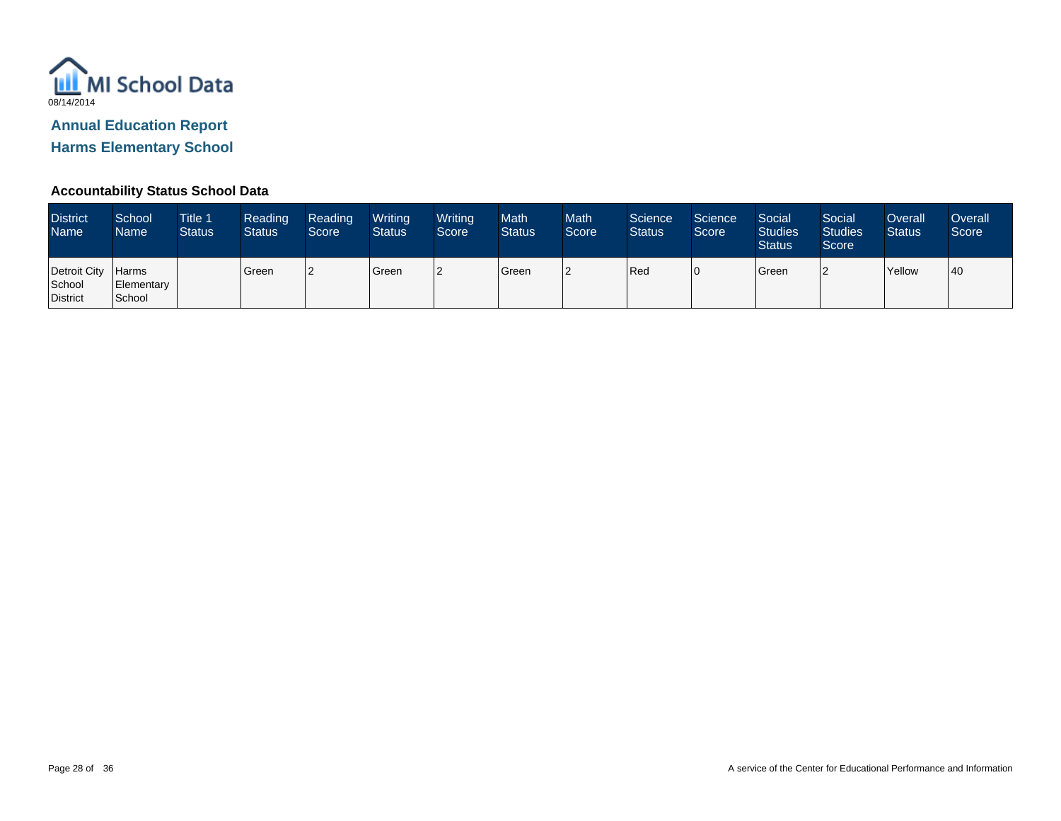MI School Data

08/14/2014

## Annual Education Report

## Harms Elementary School

### Accountability Status School Data

| District Name | School Name | Title 1 Status | Reading Status | Reading Score | Writing Status | Writing Score | Math Status | Math Score | Science Status | Science Score | Social Studies Status | Social Studies Score | Overall Status | Overall Score |
|---|---|---|---|---|---|---|---|---|---|---|---|---|---|---|
| Detroit City School District | Harms Elementary School | | Green | 2 | Green | 2 | Green | 2 | Red | 0 | Green | 2 | Yellow | 40 |

A service of the Center for Educational Performance and Information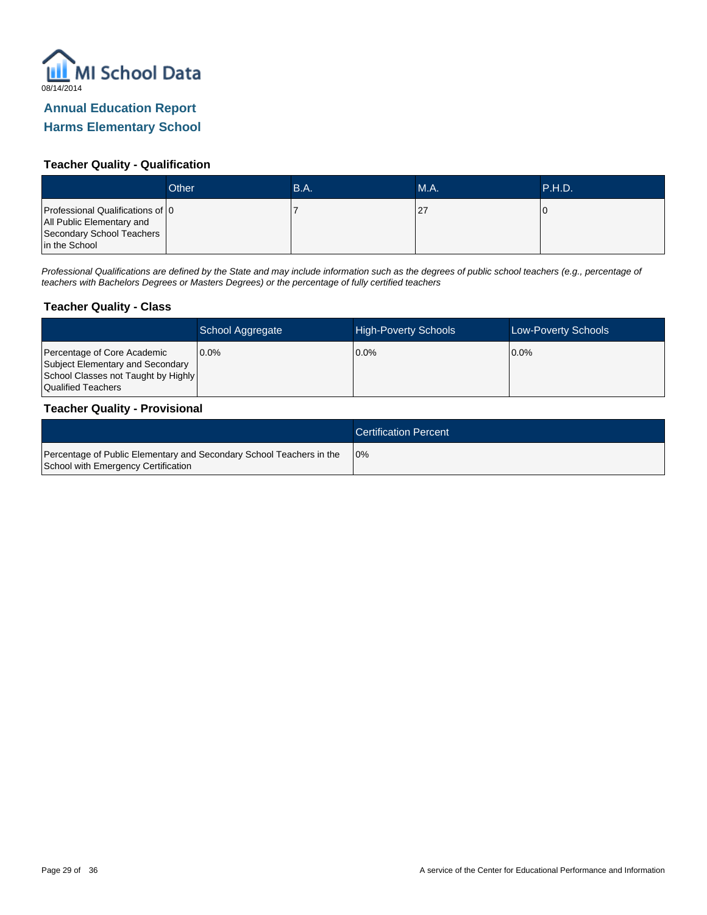MI School Data

08/14/2014

## Annual Education Report

## Harms Elementary School

### Teacher Quality - Qualification

| | Other | B.A. | M.A. | P.H.D. |
|---|---|---|---|---|
| Professional Qualifications of All Public Elementary and Secondary School Teachers in the School | 0 | 7 | 27 | 0 |

*Professional Qualifications are defined by the State and may include information such as the degrees of public school teachers (e.g., percentage of teachers with Bachelors Degrees or Masters Degrees) or the percentage of fully certified teachers*

### Teacher Quality - Class

| | School Aggregate | High-Poverty Schools | Low-Poverty Schools |
|---|---|---|---|
| Percentage of Core Academic Subject Elementary and Secondary School Classes not Taught by Highly Qualified Teachers | 0.0% | 0.0% | 0.0% |

### Teacher Quality - Provisional

| | Certification Percent |
|---|---|
| Percentage of Public Elementary and Secondary School Teachers in the School with Emergency Certification | 0% |

A service of the Center for Educational Performance and Information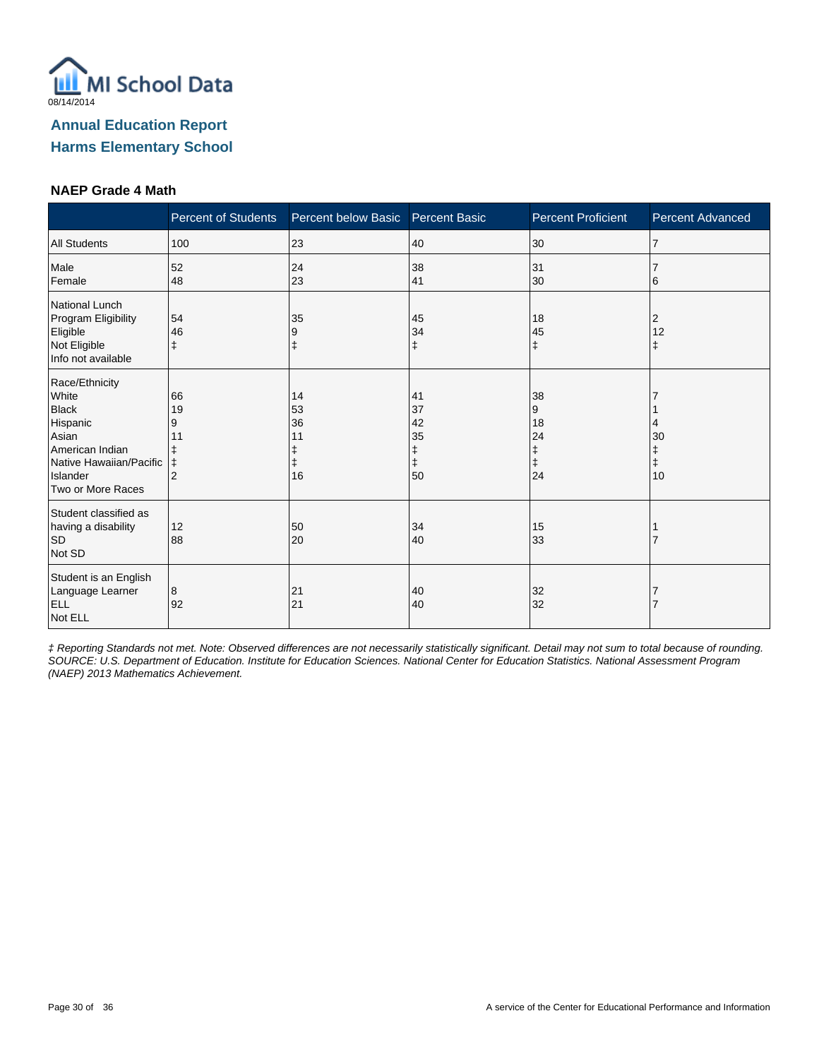08/14/2014

# Annual Education Report

## Harms Elementary School

### NAEP Grade 4 Math

| | Percent of Students | Percent below Basic | Percent Basic | Percent Proficient | Percent Advanced |
|---|---|---|---|---|---|
| All Students | 100 | 23 | 40 | 30 | 7 |
| Male | 52 | 24 | 38 | 31 | 7 |
| Female | 48 | 23 | 41 | 30 | 6 |
| National Lunch Program Eligibility | | | | | |
| Eligible | 54 | 35 | 45 | 18 | 2 |
| Not Eligible | 46 | 9 | 34 | 45 | 12 |
| Info not available | ‡ | ‡ | ‡ | ‡ | ‡ |
| Race/Ethnicity | | | | | |
| White | 66 | 14 | 41 | 38 | 7 |
| Black | 19 | 53 | 37 | 9 | 1 |
| Hispanic | 9 | 36 | 42 | 18 | 4 |
| Asian | 11 | 11 | 35 | 24 | 30 |
| American Indian | ‡ | ‡ | ‡ | ‡ | ‡ |
| Native Hawaiian/Pacific Islander | ‡ | ‡ | ‡ | ‡ | ‡ |
| Two or More Races | 2 | 16 | 50 | 24 | 10 |
| Student classified as having a disability | | | | | |
| SD | 12 | 50 | 34 | 15 | 1 |
| Not SD | 88 | 20 | 40 | 33 | 7 |
| Student is an English Language Learner | | | | | |
| ELL | 8 | 21 | 40 | 32 | 7 |
| Not ELL | 92 | 21 | 40 | 32 | 7 |

*‡ Reporting Standards not met. Note: Observed differences are not necessarily statistically significant. Detail may not sum to total because of rounding. SOURCE: U.S. Department of Education. Institute for Education Sciences. National Center for Education Statistics. National Assessment Program (NAEP) 2013 Mathematics Achievement.*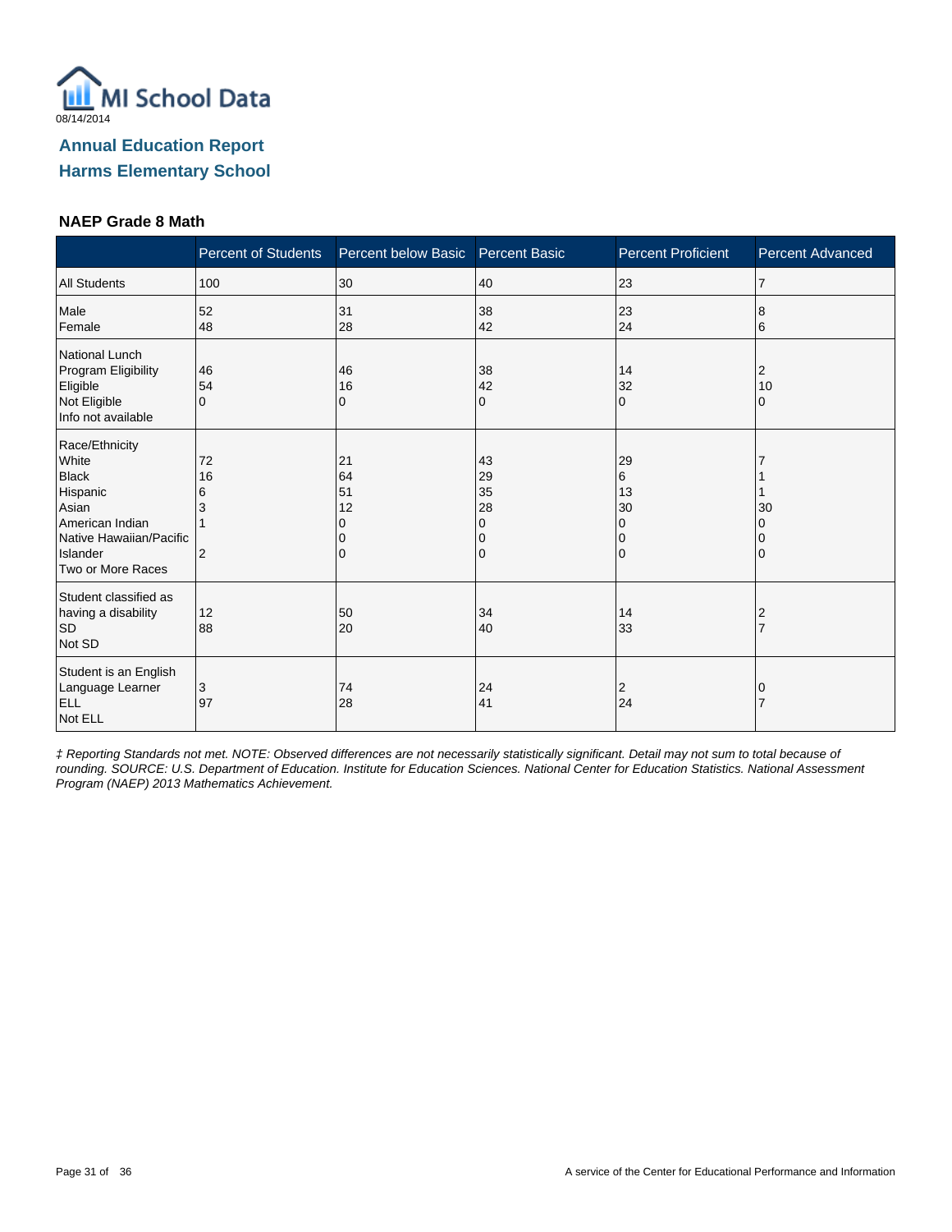08/14/2014

# Annual Education Report
## Harms Elementary School

### NAEP Grade 8 Math

| | Percent of Students | Percent below Basic | Percent Basic | Percent Proficient | Percent Advanced |
|---|---|---|---|---|---|
| All Students | 100 | 30 | 40 | 23 | 7 |
| Male | 52 | 31 | 38 | 23 | 8 |
| Female | 48 | 28 | 42 | 24 | 6 |
| National Lunch Program Eligibility | | | | | |
| Eligible | 46 | 46 | 38 | 14 | 2 |
| Not Eligible | 54 | 16 | 42 | 32 | 10 |
| Info not available | 0 | 0 | 0 | 0 | 0 |
| Race/Ethnicity | | | | | |
| White | 72 | 21 | 43 | 29 | 7 |
| Black | 16 | 64 | 29 | 6 | 1 |
| Hispanic | 6 | 51 | 35 | 13 | 1 |
| Asian | 3 | 12 | 28 | 30 | 30 |
| American Indian | 1 | 0 | 0 | 0 | 0 |
| Native Hawaiian/Pacific Islander | | 0 | 0 | 0 | 0 |
| Two or More Races | 2 | 0 | 0 | 0 | 0 |
| Student classified as having a disability | | | | | |
| SD | 12 | 50 | 34 | 14 | 2 |
| Not SD | 88 | 20 | 40 | 33 | 7 |
| Student is an English Language Learner | | | | | |
| ELL | 3 | 74 | 24 | 2 | 0 |
| Not ELL | 97 | 28 | 41 | 24 | 7 |

*‡ Reporting Standards not met. NOTE: Observed differences are not necessarily statistically significant. Detail may not sum to total because of rounding. SOURCE: U.S. Department of Education. Institute for Education Sciences. National Center for Education Statistics. National Assessment Program (NAEP) 2013 Mathematics Achievement.*

A service of the Center for Educational Performance and Information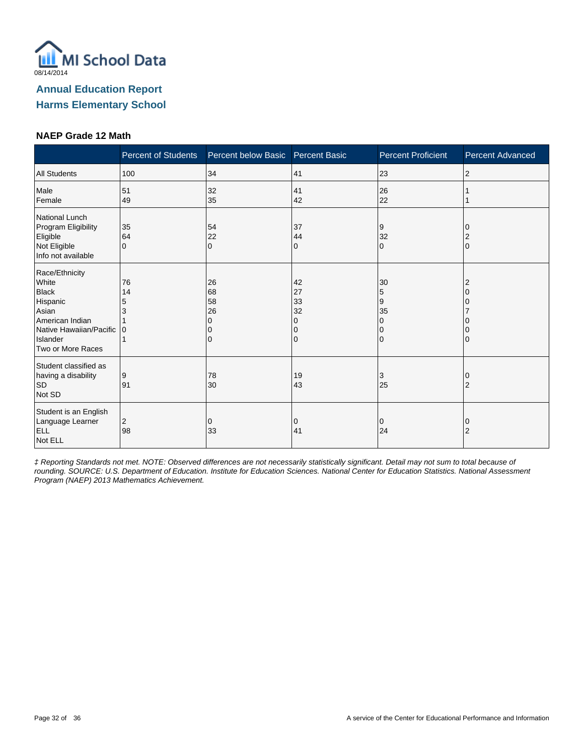MI School Data
08/14/2014

## Annual Education Report
## Harms Elementary School

### NAEP Grade 12 Math

| | Percent of Students | Percent below Basic | Percent Basic | Percent Proficient | Percent Advanced |
|---|---|---|---|---|---|
| All Students | 100 | 34 | 41 | 23 | 2 |
| Male | 51 | 32 | 41 | 26 | 1 |
| Female | 49 | 35 | 42 | 22 | 1 |
| National Lunch Program Eligibility | | | | | |
| Eligible | 35 | 54 | 37 | 9 | 0 |
| Not Eligible | 64 | 22 | 44 | 32 | 2 |
| Info not available | 0 | 0 | 0 | 0 | 0 |
| Race/Ethnicity | | | | | |
| White | 76 | 26 | 42 | 30 | 2 |
| Black | 14 | 68 | 27 | 5 | 0 |
| Hispanic | 5 | 58 | 33 | 9 | 0 |
| Asian | 3 | 26 | 32 | 35 | 7 |
| American Indian | 1 | 0 | 0 | 0 | 0 |
| Native Hawaiian/Pacific Islander | 0 | 0 | 0 | 0 | 0 |
| Two or More Races | 1 | 0 | 0 | 0 | 0 |
| Student classified as having a disability | | | | | |
| SD | 9 | 78 | 19 | 3 | 0 |
| Not SD | 91 | 30 | 43 | 25 | 2 |
| Student is an English Language Learner | | | | | |
| ELL | 2 | 0 | 0 | 0 | 0 |
| Not ELL | 98 | 33 | 41 | 24 | 2 |

*‡ Reporting Standards not met. NOTE: Observed differences are not necessarily statistically significant. Detail may not sum to total because of rounding. SOURCE: U.S. Department of Education. Institute for Education Sciences. National Center for Education Statistics. National Assessment Program (NAEP) 2013 Mathematics Achievement.*

A service of the Center for Educational Performance and Information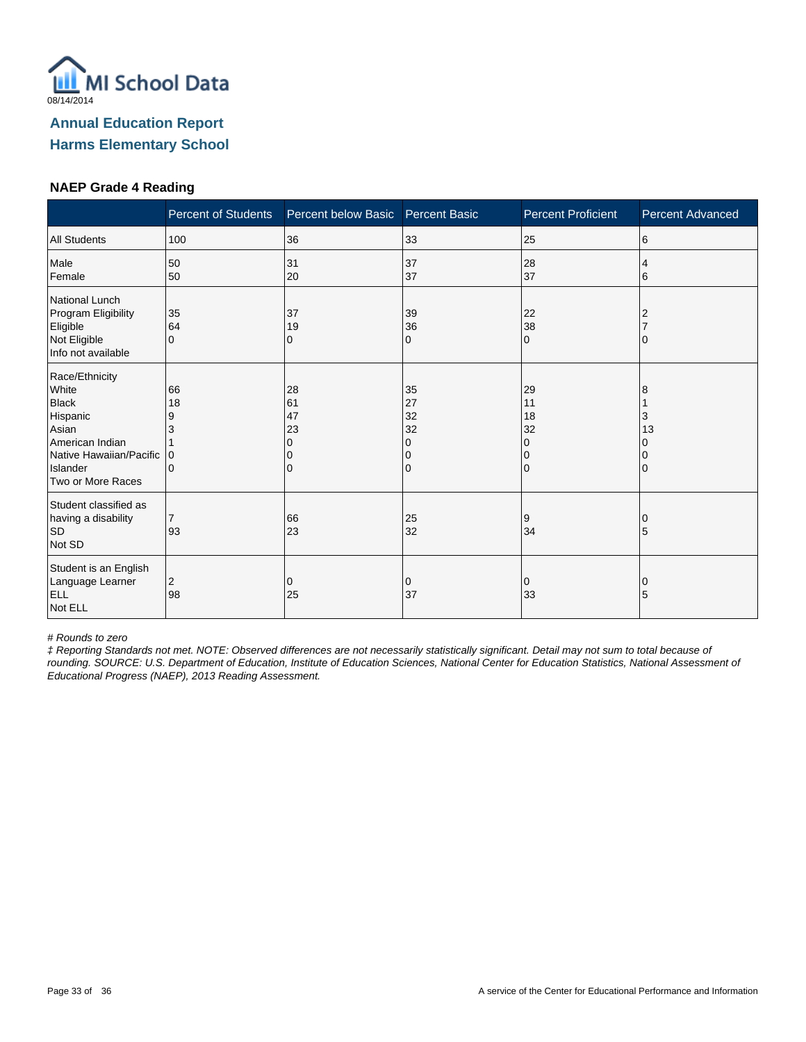MI School Data

08/14/2014

## Annual Education Report

## Harms Elementary School

### NAEP Grade 4 Reading

| | Percent of Students | Percent below Basic | Percent Basic | Percent Proficient | Percent Advanced |
|---|---|---|---|---|---|
| All Students | 100 | 36 | 33 | 25 | 6 |
| Male | 50 | 31 | 37 | 28 | 4 |
| Female | 50 | 20 | 37 | 37 | 6 |
| National Lunch Program Eligibility | | | | | |
| Eligible | 35 | 37 | 39 | 22 | 2 |
| Not Eligible | 64 | 19 | 36 | 38 | 7 |
| Info not available | 0 | 0 | 0 | 0 | 0 |
| Race/Ethnicity | | | | | |
| White | 66 | 28 | 35 | 29 | 8 |
| Black | 18 | 61 | 27 | 11 | 1 |
| Hispanic | 9 | 47 | 32 | 18 | 3 |
| Asian | 3 | 23 | 32 | 32 | 13 |
| American Indian | 1 | 0 | 0 | 0 | 0 |
| Native Hawaiian/Pacific Islander | 0 | 0 | 0 | 0 | 0 |
| Two or More Races | 0 | 0 | 0 | 0 | 0 |
| Student classified as having a disability | | | | | |
| SD | 7 | 66 | 25 | 9 | 0 |
| Not SD | 93 | 23 | 32 | 34 | 5 |
| Student is an English Language Learner | | | | | |
| ELL | 2 | 0 | 0 | 0 | 0 |
| Not ELL | 98 | 25 | 37 | 33 | 5 |

*# Rounds to zero*

*‡ Reporting Standards not met. NOTE: Observed differences are not necessarily statistically significant. Detail may not sum to total because of rounding. SOURCE: U.S. Department of Education, Institute of Education Sciences, National Center for Education Statistics, National Assessment of Educational Progress (NAEP), 2013 Reading Assessment.*

A service of the Center for Educational Performance and Information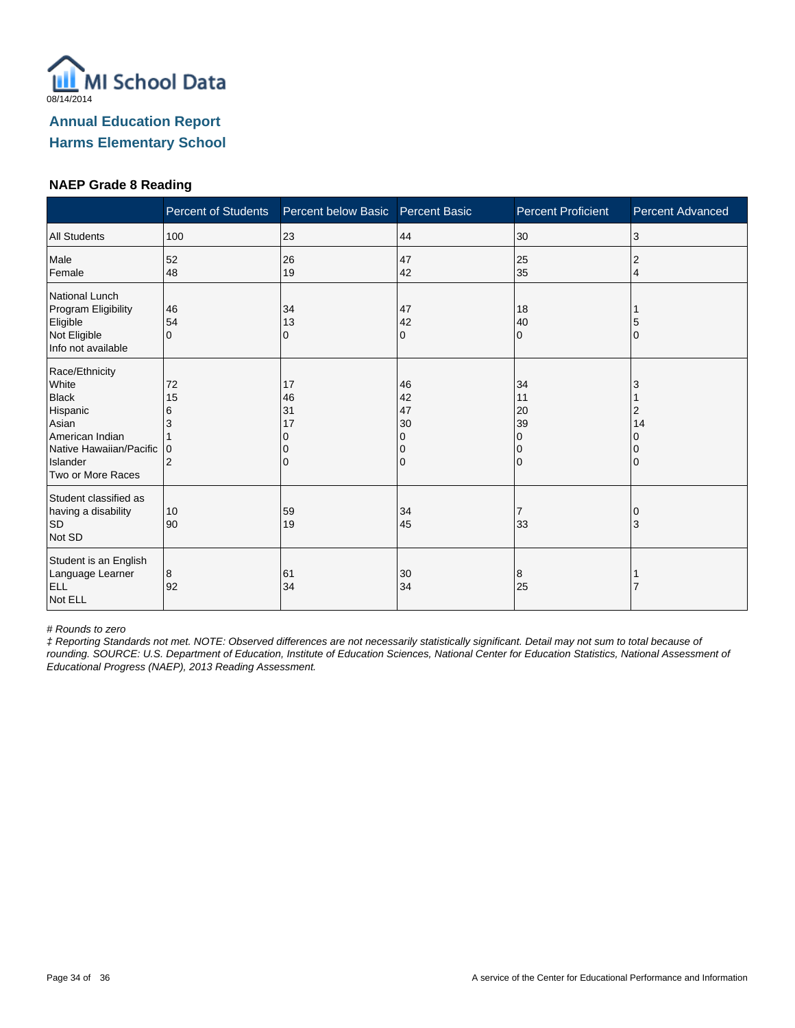MI School Data
08/14/2014

## Annual Education Report
## Harms Elementary School

### NAEP Grade 8 Reading

| | Percent of Students | Percent below Basic | Percent Basic | Percent Proficient | Percent Advanced |
|---|---|---|---|---|---|
| All Students | 100 | 23 | 44 | 30 | 3 |
| Male | 52 | 26 | 47 | 25 | 2 |
| Female | 48 | 19 | 42 | 35 | 4 |
| National Lunch Program Eligibility | | | | | |
| Eligible | 46 | 34 | 47 | 18 | 1 |
| Not Eligible | 54 | 13 | 42 | 40 | 5 |
| Info not available | 0 | 0 | 0 | 0 | 0 |
| Race/Ethnicity | | | | | |
| White | 72 | 17 | 46 | 34 | 3 |
| Black | 15 | 46 | 42 | 11 | 1 |
| Hispanic | 6 | 31 | 47 | 20 | 2 |
| Asian | 3 | 17 | 30 | 39 | 14 |
| American Indian | 1 | 0 | 0 | 0 | 0 |
| Native Hawaiian/Pacific Islander | 0 | 0 | 0 | 0 | 0 |
| Two or More Races | 2 | 0 | 0 | 0 | 0 |
| Student classified as having a disability | | | | | |
| SD | 10 | 59 | 34 | 7 | 0 |
| Not SD | 90 | 19 | 45 | 33 | 3 |
| Student is an English Language Learner | | | | | |
| ELL | 8 | 61 | 30 | 8 | 1 |
| Not ELL | 92 | 34 | 34 | 25 | 7 |

*# Rounds to zero*

*‡ Reporting Standards not met. NOTE: Observed differences are not necessarily statistically significant. Detail may not sum to total because of rounding. SOURCE: U.S. Department of Education, Institute of Education Sciences, National Center for Education Statistics, National Assessment of Educational Progress (NAEP), 2013 Reading Assessment.*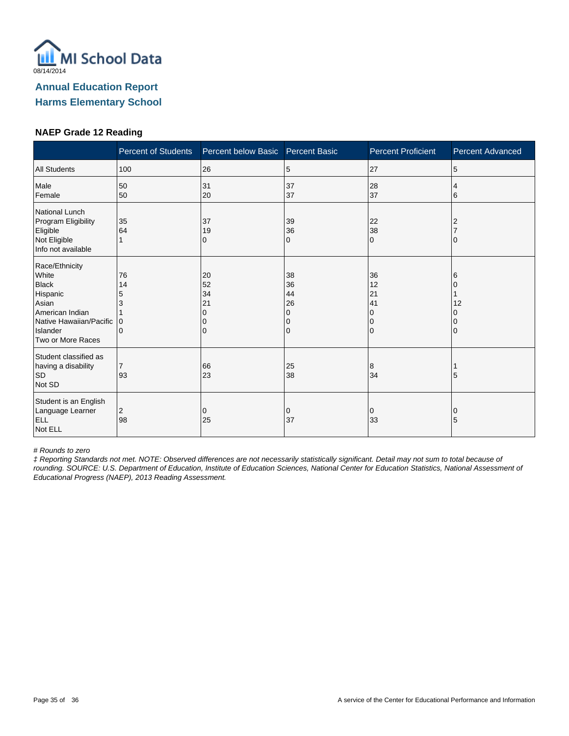MI School Data

08/14/2014

## Annual Education Report

## Harms Elementary School

### NAEP Grade 12 Reading

| | Percent of Students | Percent below Basic | Percent Basic | Percent Proficient | Percent Advanced |
|---|---|---|---|---|---|
| All Students | 100 | 26 | 5 | 27 | 5 |
| Male | 50 | 31 | 37 | 28 | 4 |
| Female | 50 | 20 | 37 | 37 | 6 |
| National Lunch Program Eligibility | | | | | |
| Eligible | 35 | 37 | 39 | 22 | 2 |
| Not Eligible | 64 | 19 | 36 | 38 | 7 |
| Info not available | 1 | 0 | 0 | 0 | 0 |
| Race/Ethnicity | | | | | |
| White | 76 | 20 | 38 | 36 | 6 |
| Black | 14 | 52 | 36 | 12 | 0 |
| Hispanic | 5 | 34 | 44 | 21 | 1 |
| Asian | 3 | 21 | 26 | 41 | 12 |
| American Indian | 1 | 0 | 0 | 0 | 0 |
| Native Hawaiian/Pacific Islander | 0 | 0 | 0 | 0 | 0 |
| Two or More Races | 0 | 0 | 0 | 0 | 0 |
| Student classified as having a disability | | | | | |
| SD | 7 | 66 | 25 | 8 | 1 |
| Not SD | 93 | 23 | 38 | 34 | 5 |
| Student is an English Language Learner | | | | | |
| ELL | 2 | 0 | 0 | 0 | 0 |
| Not ELL | 98 | 25 | 37 | 33 | 5 |

*# Rounds to zero*

*‡ Reporting Standards not met. NOTE: Observed differences are not necessarily statistically significant. Detail may not sum to total because of rounding. SOURCE: U.S. Department of Education, Institute of Education Sciences, National Center for Education Statistics, National Assessment of Educational Progress (NAEP), 2013 Reading Assessment.*

A service of the Center for Educational Performance and Information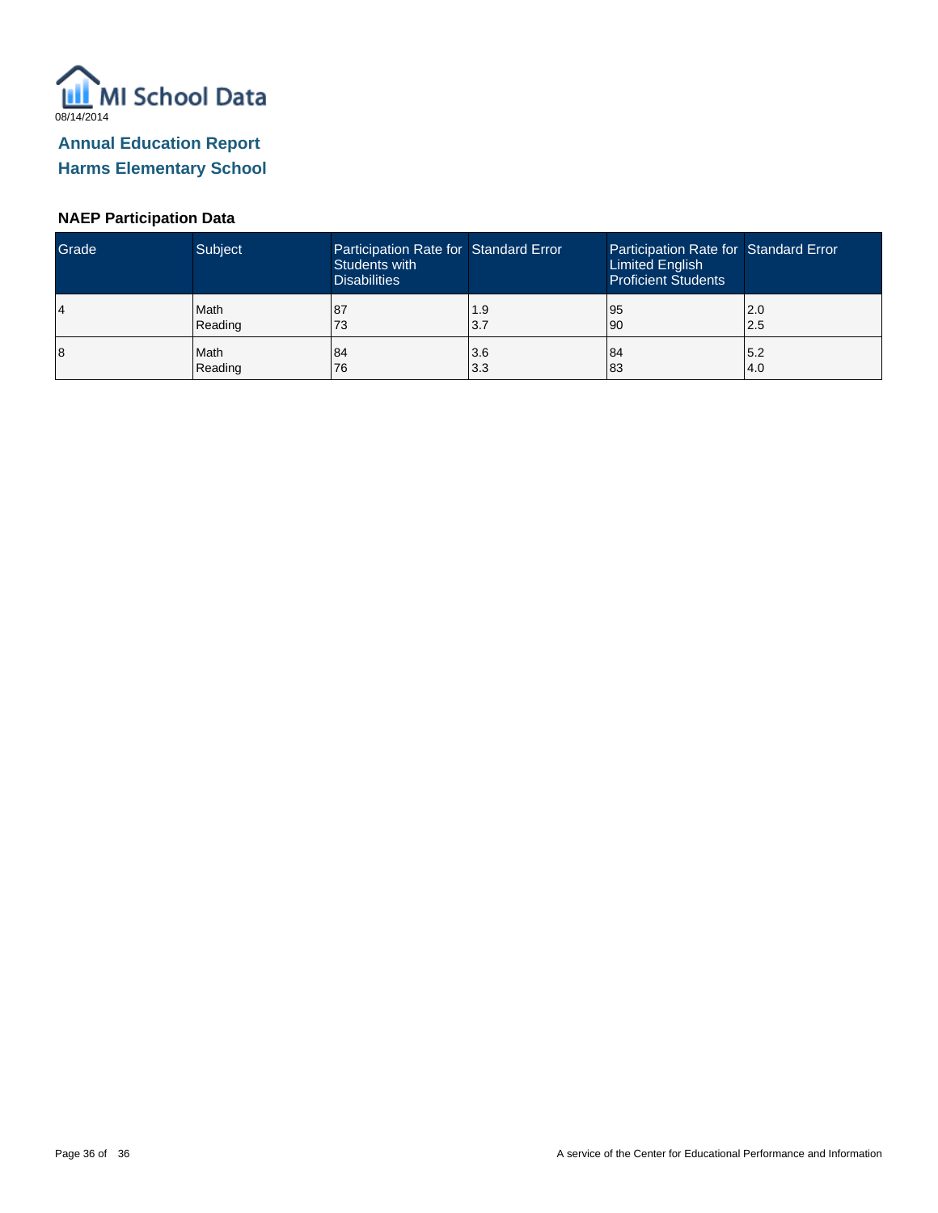MI School Data

08/14/2014

## Annual Education Report

## Harms Elementary School

### NAEP Participation Data

| Grade | Subject | Participation Rate for Students with Disabilities | Standard Error | Participation Rate for Limited English Proficient Students | Standard Error |
|---|---|---|---|---|---|
| 4 | Math<br>Reading | 87<br>73 | 1.9<br>3.7 | 95<br>90 | 2.0<br>2.5 |
| 8 | Math<br>Reading | 84<br>76 | 3.6<br>3.3 | 84<br>83 | 5.2<br>4.0 |

A service of the Center for Educational Performance and Information